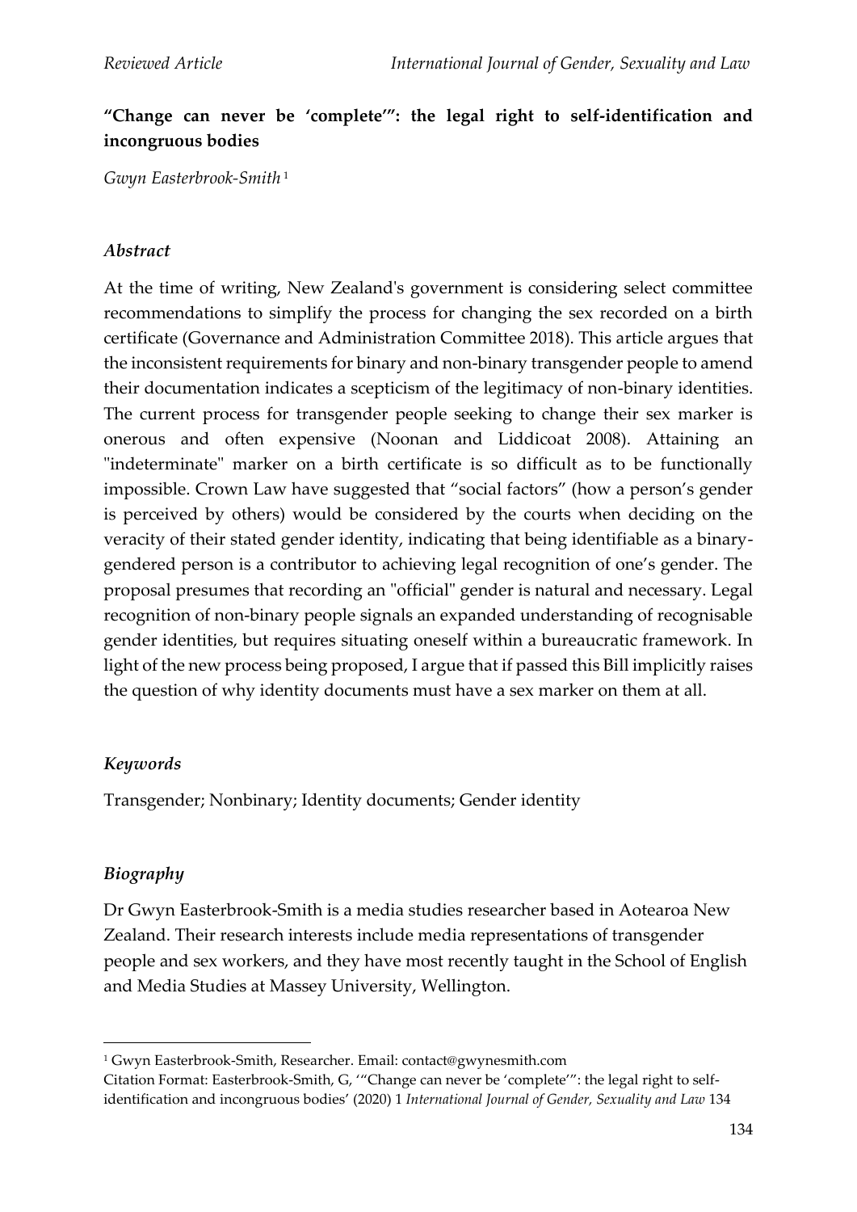**"Change can never be 'complete'": the legal right to self-identification and incongruous bodies**

*Gwyn Easterbrook-Smith* [1]

### *Abstract*

At the time of writing, New Zealand's government is considering select committee recommendations to simplify the process for changing the sex recorded on a birth certificate (Governance and Administration Committee 2018). This article argues that the inconsistent requirements for binary and non-binary transgender people to amend their documentation indicates a scepticism of the legitimacy of non-binary identities. The current process for transgender people seeking to change their sex marker is onerous and often expensive (Noonan and Liddicoat 2008). Attaining an "indeterminate" marker on a birth certificate is so difficult as to be functionally impossible. Crown Law have suggested that "social factors" (how a person's gender is perceived by others) would be considered by the courts when deciding on the veracity of their stated gender identity, indicating that being identifiable as a binary-gendered person is a contributor to achieving legal recognition of one's gender. The proposal presumes that recording an "official" gender is natural and necessary. Legal recognition of non-binary people signals an expanded understanding of recognisable gender identities, but requires situating oneself within a bureaucratic framework. In light of the new process being proposed, I argue that if passed this Bill implicitly raises the question of why identity documents must have a sex marker on them at all.

### *Keywords*

Transgender; Nonbinary; Identity documents; Gender identity

### *Biography*

Dr Gwyn Easterbrook-Smith is a media studies researcher based in Aotearoa New Zealand. Their research interests include media representations of transgender people and sex workers, and they have most recently taught in the School of English and Media Studies at Massey University, Wellington.

---

[1] Gwyn Easterbrook-Smith, Researcher. Email: contact@gwynesmith.com
Citation Format: Easterbrook-Smith, G, '"Change can never be 'complete'": the legal right to self-identification and incongruous bodies' (2020) 1 *International Journal of Gender, Sexuality and Law* 134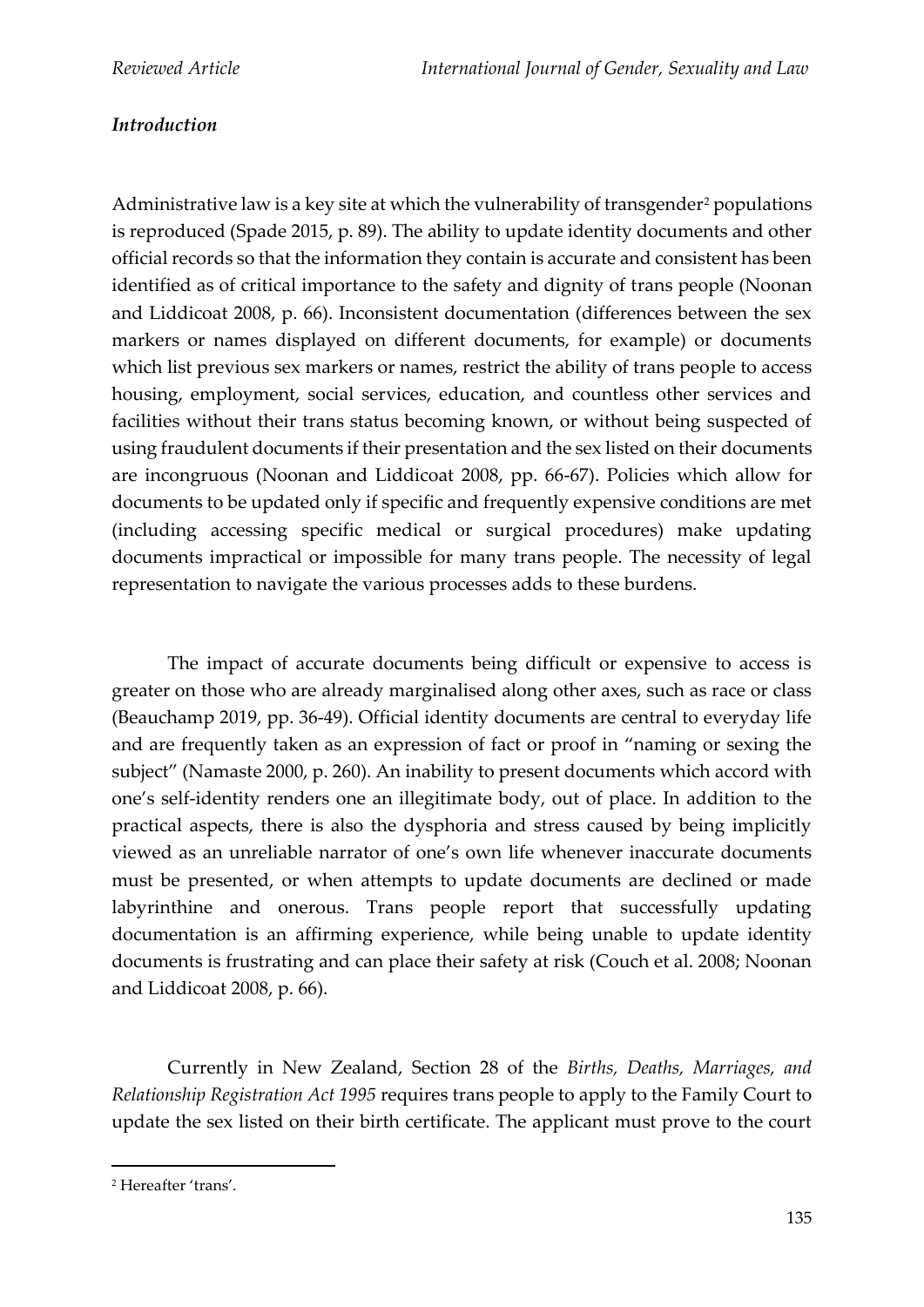### *Introduction*

Administrative law is a key site at which the vulnerability of transgender[2] populations is reproduced (Spade 2015, p. 89). The ability to update identity documents and other official records so that the information they contain is accurate and consistent has been identified as of critical importance to the safety and dignity of trans people (Noonan and Liddicoat 2008, p. 66). Inconsistent documentation (differences between the sex markers or names displayed on different documents, for example) or documents which list previous sex markers or names, restrict the ability of trans people to access housing, employment, social services, education, and countless other services and facilities without their trans status becoming known, or without being suspected of using fraudulent documents if their presentation and the sex listed on their documents are incongruous (Noonan and Liddicoat 2008, pp. 66-67). Policies which allow for documents to be updated only if specific and frequently expensive conditions are met (including accessing specific medical or surgical procedures) make updating documents impractical or impossible for many trans people. The necessity of legal representation to navigate the various processes adds to these burdens.

The impact of accurate documents being difficult or expensive to access is greater on those who are already marginalised along other axes, such as race or class (Beauchamp 2019, pp. 36-49). Official identity documents are central to everyday life and are frequently taken as an expression of fact or proof in "naming or sexing the subject" (Namaste 2000, p. 260). An inability to present documents which accord with one's self-identity renders one an illegitimate body, out of place. In addition to the practical aspects, there is also the dysphoria and stress caused by being implicitly viewed as an unreliable narrator of one's own life whenever inaccurate documents must be presented, or when attempts to update documents are declined or made labyrinthine and onerous. Trans people report that successfully updating documentation is an affirming experience, while being unable to update identity documents is frustrating and can place their safety at risk (Couch et al. 2008; Noonan and Liddicoat 2008, p. 66).

Currently in New Zealand, Section 28 of the *Births, Deaths, Marriages, and Relationship Registration Act 1995* requires trans people to apply to the Family Court to update the sex listed on their birth certificate. The applicant must prove to the court

[2] Hereafter 'trans'.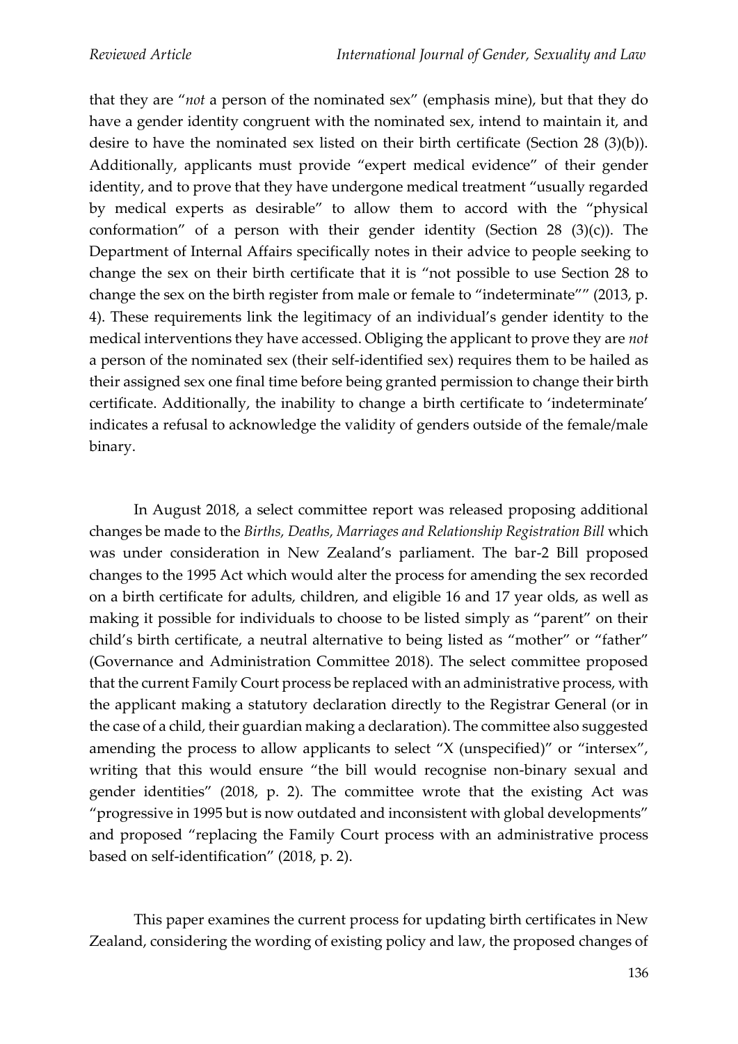that they are "*not* a person of the nominated sex" (emphasis mine), but that they do have a gender identity congruent with the nominated sex, intend to maintain it, and desire to have the nominated sex listed on their birth certificate (Section 28 (3)(b)). Additionally, applicants must provide "expert medical evidence" of their gender identity, and to prove that they have undergone medical treatment "usually regarded by medical experts as desirable" to allow them to accord with the "physical conformation" of a person with their gender identity (Section 28 (3)(c)). The Department of Internal Affairs specifically notes in their advice to people seeking to change the sex on their birth certificate that it is "not possible to use Section 28 to change the sex on the birth register from male or female to "indeterminate"" (2013, p. 4). These requirements link the legitimacy of an individual's gender identity to the medical interventions they have accessed. Obliging the applicant to prove they are *not* a person of the nominated sex (their self-identified sex) requires them to be hailed as their assigned sex one final time before being granted permission to change their birth certificate. Additionally, the inability to change a birth certificate to 'indeterminate' indicates a refusal to acknowledge the validity of genders outside of the female/male binary.

In August 2018, a select committee report was released proposing additional changes be made to the *Births, Deaths, Marriages and Relationship Registration Bill* which was under consideration in New Zealand's parliament. The bar-2 Bill proposed changes to the 1995 Act which would alter the process for amending the sex recorded on a birth certificate for adults, children, and eligible 16 and 17 year olds, as well as making it possible for individuals to choose to be listed simply as "parent" on their child's birth certificate, a neutral alternative to being listed as "mother" or "father" (Governance and Administration Committee 2018). The select committee proposed that the current Family Court process be replaced with an administrative process, with the applicant making a statutory declaration directly to the Registrar General (or in the case of a child, their guardian making a declaration). The committee also suggested amending the process to allow applicants to select "X (unspecified)" or "intersex", writing that this would ensure "the bill would recognise non-binary sexual and gender identities" (2018, p. 2). The committee wrote that the existing Act was "progressive in 1995 but is now outdated and inconsistent with global developments" and proposed "replacing the Family Court process with an administrative process based on self-identification" (2018, p. 2).

This paper examines the current process for updating birth certificates in New Zealand, considering the wording of existing policy and law, the proposed changes of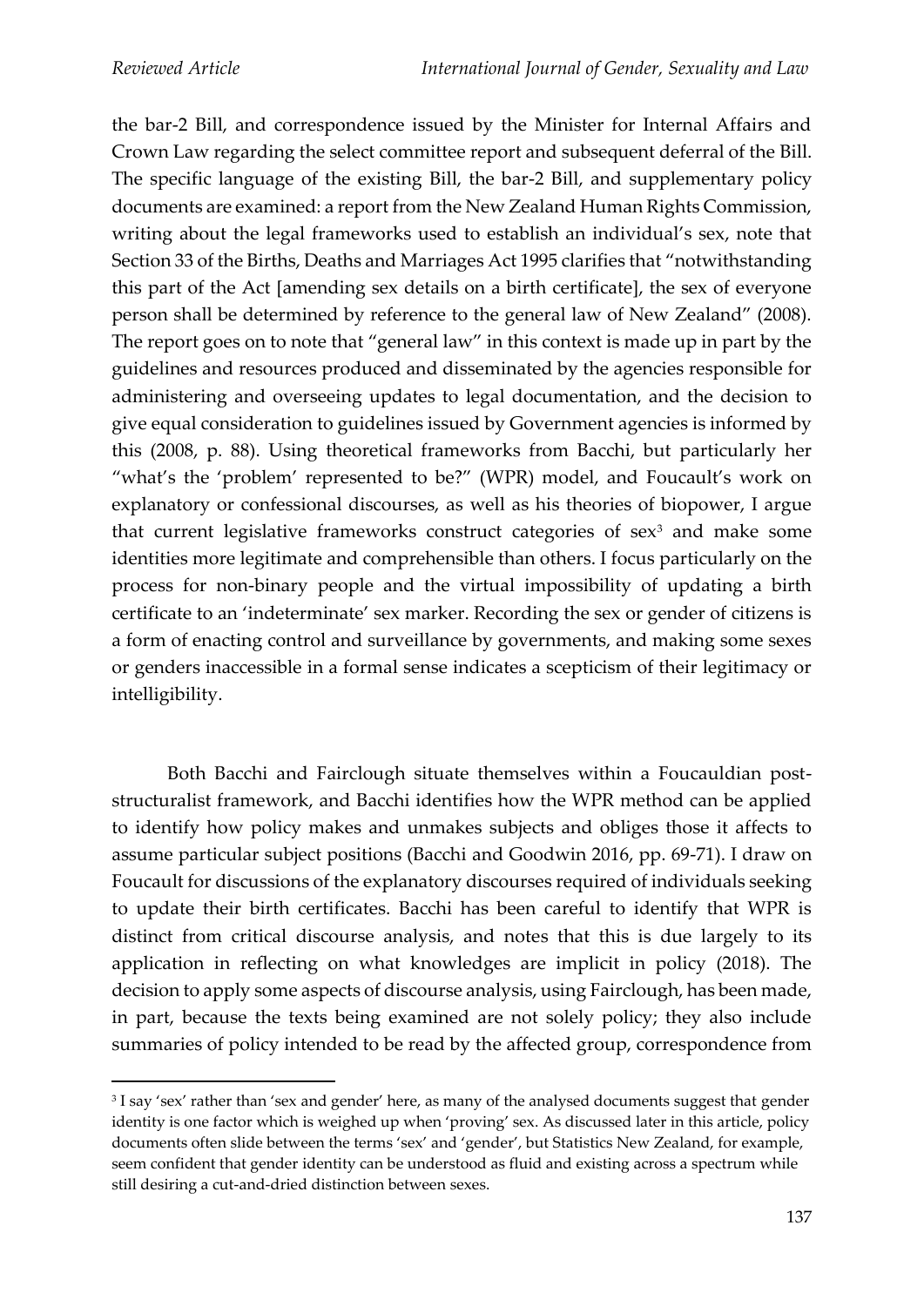the bar-2 Bill, and correspondence issued by the Minister for Internal Affairs and Crown Law regarding the select committee report and subsequent deferral of the Bill. The specific language of the existing Bill, the bar-2 Bill, and supplementary policy documents are examined: a report from the New Zealand Human Rights Commission, writing about the legal frameworks used to establish an individual's sex, note that Section 33 of the Births, Deaths and Marriages Act 1995 clarifies that "notwithstanding this part of the Act [amending sex details on a birth certificate], the sex of everyone person shall be determined by reference to the general law of New Zealand" (2008). The report goes on to note that "general law" in this context is made up in part by the guidelines and resources produced and disseminated by the agencies responsible for administering and overseeing updates to legal documentation, and the decision to give equal consideration to guidelines issued by Government agencies is informed by this (2008, p. 88). Using theoretical frameworks from Bacchi, but particularly her "what's the 'problem' represented to be?" (WPR) model, and Foucault's work on explanatory or confessional discourses, as well as his theories of biopower, I argue that current legislative frameworks construct categories of sex[3] and make some identities more legitimate and comprehensible than others. I focus particularly on the process for non-binary people and the virtual impossibility of updating a birth certificate to an 'indeterminate' sex marker. Recording the sex or gender of citizens is a form of enacting control and surveillance by governments, and making some sexes or genders inaccessible in a formal sense indicates a scepticism of their legitimacy or intelligibility.

Both Bacchi and Fairclough situate themselves within a Foucauldian post-structuralist framework, and Bacchi identifies how the WPR method can be applied to identify how policy makes and unmakes subjects and obliges those it affects to assume particular subject positions (Bacchi and Goodwin 2016, pp. 69-71). I draw on Foucault for discussions of the explanatory discourses required of individuals seeking to update their birth certificates. Bacchi has been careful to identify that WPR is distinct from critical discourse analysis, and notes that this is due largely to its application in reflecting on what knowledges are implicit in policy (2018). The decision to apply some aspects of discourse analysis, using Fairclough, has been made, in part, because the texts being examined are not solely policy; they also include summaries of policy intended to be read by the affected group, correspondence from

[3] I say 'sex' rather than 'sex and gender' here, as many of the analysed documents suggest that gender identity is one factor which is weighed up when 'proving' sex. As discussed later in this article, policy documents often slide between the terms 'sex' and 'gender', but Statistics New Zealand, for example, seem confident that gender identity can be understood as fluid and existing across a spectrum while still desiring a cut-and-dried distinction between sexes.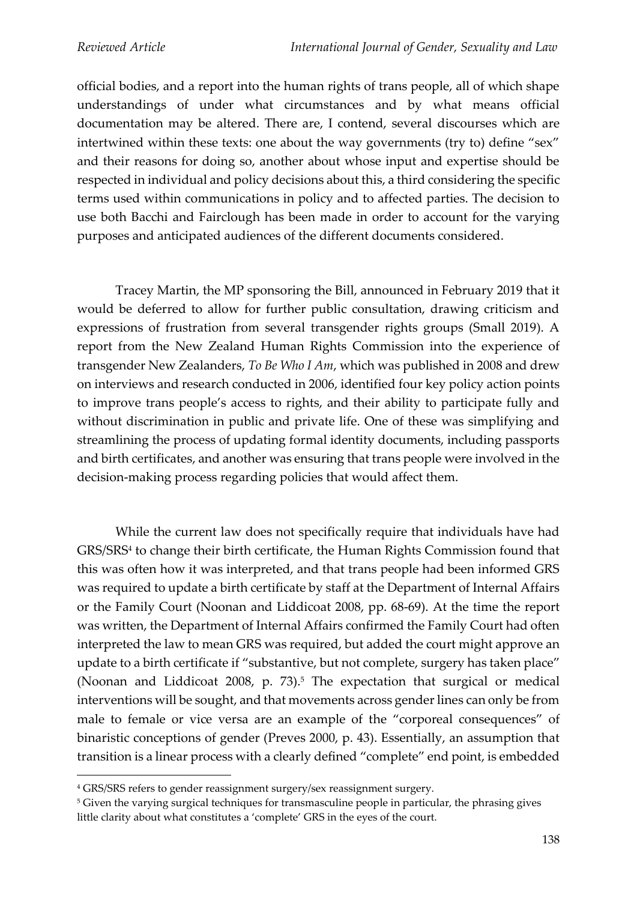official bodies, and a report into the human rights of trans people, all of which shape understandings of under what circumstances and by what means official documentation may be altered. There are, I contend, several discourses which are intertwined within these texts: one about the way governments (try to) define "sex" and their reasons for doing so, another about whose input and expertise should be respected in individual and policy decisions about this, a third considering the specific terms used within communications in policy and to affected parties. The decision to use both Bacchi and Fairclough has been made in order to account for the varying purposes and anticipated audiences of the different documents considered.

Tracey Martin, the MP sponsoring the Bill, announced in February 2019 that it would be deferred to allow for further public consultation, drawing criticism and expressions of frustration from several transgender rights groups (Small 2019). A report from the New Zealand Human Rights Commission into the experience of transgender New Zealanders, *To Be Who I Am*, which was published in 2008 and drew on interviews and research conducted in 2006, identified four key policy action points to improve trans people's access to rights, and their ability to participate fully and without discrimination in public and private life. One of these was simplifying and streamlining the process of updating formal identity documents, including passports and birth certificates, and another was ensuring that trans people were involved in the decision-making process regarding policies that would affect them.

While the current law does not specifically require that individuals have had GRS/SRS[4] to change their birth certificate, the Human Rights Commission found that this was often how it was interpreted, and that trans people had been informed GRS was required to update a birth certificate by staff at the Department of Internal Affairs or the Family Court (Noonan and Liddicoat 2008, pp. 68-69). At the time the report was written, the Department of Internal Affairs confirmed the Family Court had often interpreted the law to mean GRS was required, but added the court might approve an update to a birth certificate if "substantive, but not complete, surgery has taken place" (Noonan and Liddicoat 2008, p. 73).[5] The expectation that surgical or medical interventions will be sought, and that movements across gender lines can only be from male to female or vice versa are an example of the "corporeal consequences" of binaristic conceptions of gender (Preves 2000, p. 43). Essentially, an assumption that transition is a linear process with a clearly defined "complete" end point, is embedded

[4] GRS/SRS refers to gender reassignment surgery/sex reassignment surgery.

[5] Given the varying surgical techniques for transmasculine people in particular, the phrasing gives little clarity about what constitutes a 'complete' GRS in the eyes of the court.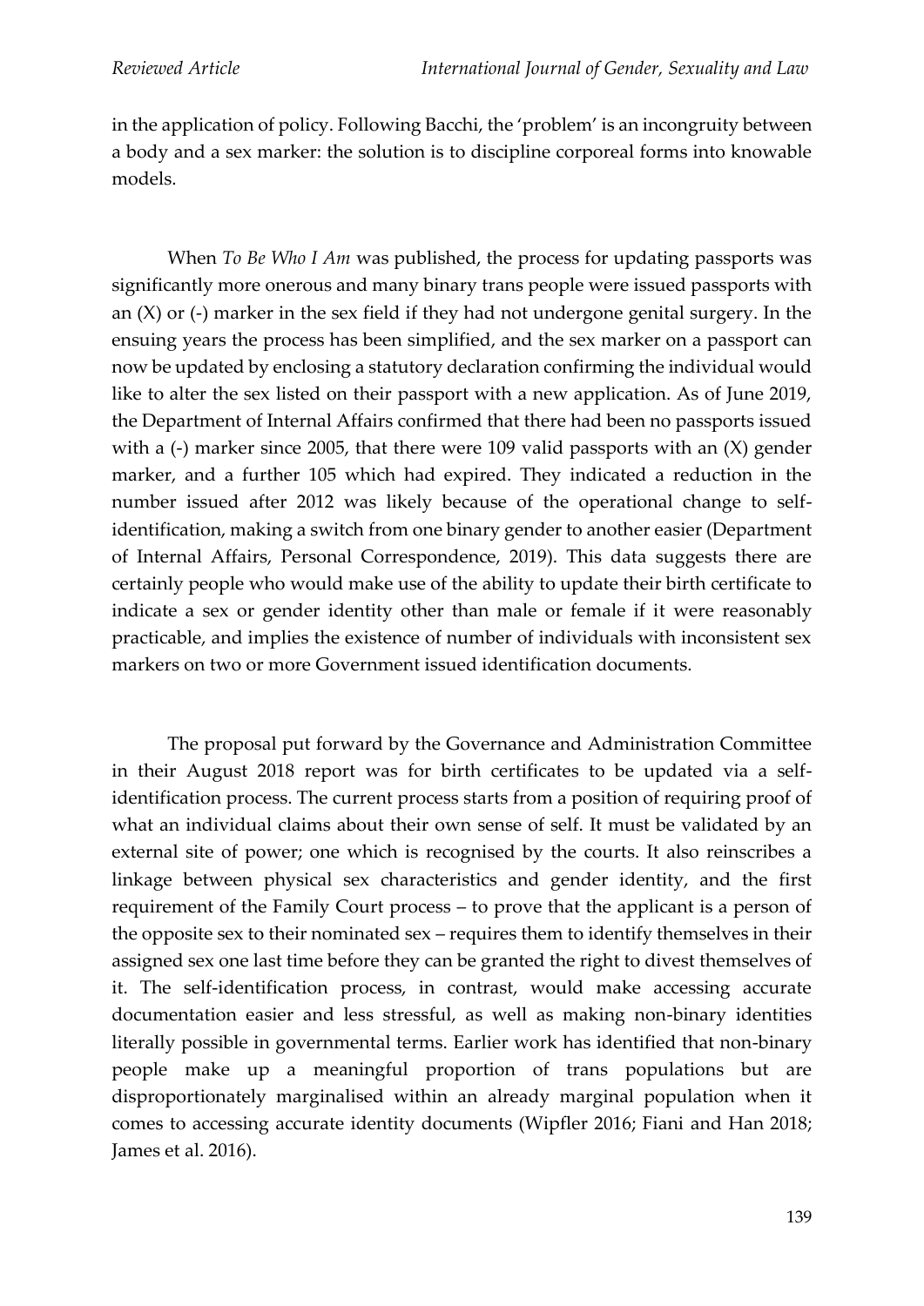in the application of policy. Following Bacchi, the 'problem' is an incongruity between a body and a sex marker: the solution is to discipline corporeal forms into knowable models.

When *To Be Who I Am* was published, the process for updating passports was significantly more onerous and many binary trans people were issued passports with an (X) or (-) marker in the sex field if they had not undergone genital surgery. In the ensuing years the process has been simplified, and the sex marker on a passport can now be updated by enclosing a statutory declaration confirming the individual would like to alter the sex listed on their passport with a new application. As of June 2019, the Department of Internal Affairs confirmed that there had been no passports issued with a (-) marker since 2005, that there were 109 valid passports with an (X) gender marker, and a further 105 which had expired. They indicated a reduction in the number issued after 2012 was likely because of the operational change to self-identification, making a switch from one binary gender to another easier (Department of Internal Affairs, Personal Correspondence, 2019). This data suggests there are certainly people who would make use of the ability to update their birth certificate to indicate a sex or gender identity other than male or female if it were reasonably practicable, and implies the existence of number of individuals with inconsistent sex markers on two or more Government issued identification documents.

The proposal put forward by the Governance and Administration Committee in their August 2018 report was for birth certificates to be updated via a self-identification process. The current process starts from a position of requiring proof of what an individual claims about their own sense of self. It must be validated by an external site of power; one which is recognised by the courts. It also reinscribes a linkage between physical sex characteristics and gender identity, and the first requirement of the Family Court process – to prove that the applicant is a person of the opposite sex to their nominated sex – requires them to identify themselves in their assigned sex one last time before they can be granted the right to divest themselves of it. The self-identification process, in contrast, would make accessing accurate documentation easier and less stressful, as well as making non-binary identities literally possible in governmental terms. Earlier work has identified that non-binary people make up a meaningful proportion of trans populations but are disproportionately marginalised within an already marginal population when it comes to accessing accurate identity documents (Wipfler 2016; Fiani and Han 2018; James et al. 2016).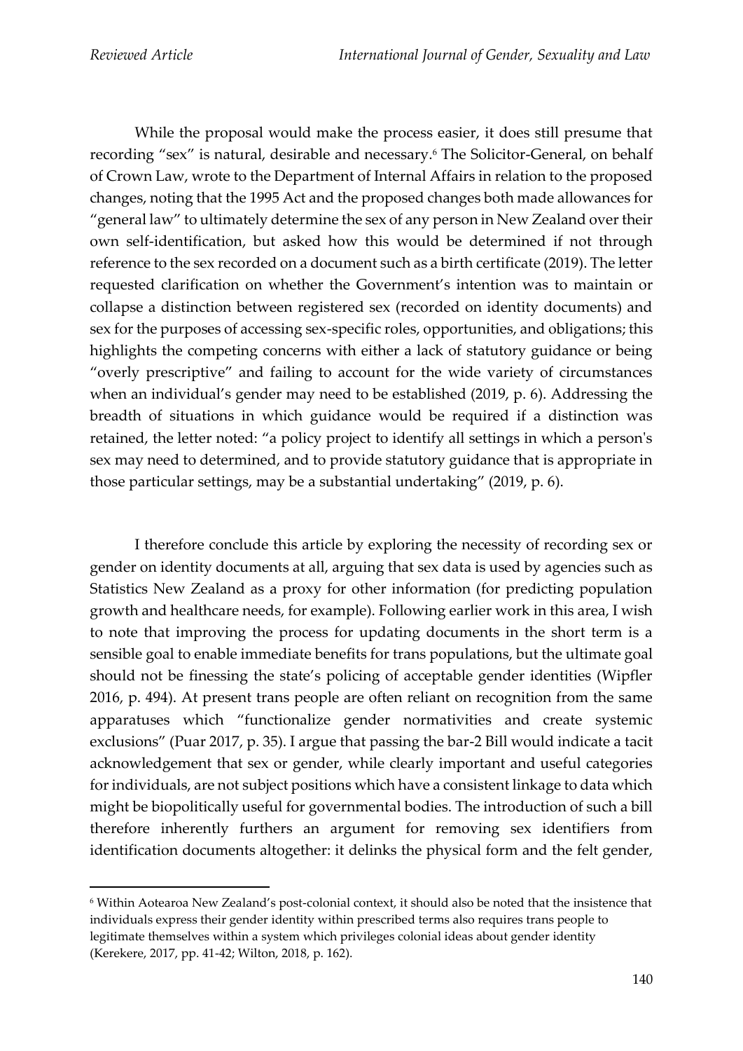While the proposal would make the process easier, it does still presume that recording "sex" is natural, desirable and necessary.[6] The Solicitor-General, on behalf of Crown Law, wrote to the Department of Internal Affairs in relation to the proposed changes, noting that the 1995 Act and the proposed changes both made allowances for "general law" to ultimately determine the sex of any person in New Zealand over their own self-identification, but asked how this would be determined if not through reference to the sex recorded on a document such as a birth certificate (2019). The letter requested clarification on whether the Government's intention was to maintain or collapse a distinction between registered sex (recorded on identity documents) and sex for the purposes of accessing sex-specific roles, opportunities, and obligations; this highlights the competing concerns with either a lack of statutory guidance or being "overly prescriptive" and failing to account for the wide variety of circumstances when an individual's gender may need to be established (2019, p. 6). Addressing the breadth of situations in which guidance would be required if a distinction was retained, the letter noted: "a policy project to identify all settings in which a person's sex may need to determined, and to provide statutory guidance that is appropriate in those particular settings, may be a substantial undertaking" (2019, p. 6).

I therefore conclude this article by exploring the necessity of recording sex or gender on identity documents at all, arguing that sex data is used by agencies such as Statistics New Zealand as a proxy for other information (for predicting population growth and healthcare needs, for example). Following earlier work in this area, I wish to note that improving the process for updating documents in the short term is a sensible goal to enable immediate benefits for trans populations, but the ultimate goal should not be finessing the state's policing of acceptable gender identities (Wipfler 2016, p. 494). At present trans people are often reliant on recognition from the same apparatuses which "functionalize gender normativities and create systemic exclusions" (Puar 2017, p. 35). I argue that passing the bar-2 Bill would indicate a tacit acknowledgement that sex or gender, while clearly important and useful categories for individuals, are not subject positions which have a consistent linkage to data which might be biopolitically useful for governmental bodies. The introduction of such a bill therefore inherently furthers an argument for removing sex identifiers from identification documents altogether: it delinks the physical form and the felt gender,

[6] Within Aotearoa New Zealand's post-colonial context, it should also be noted that the insistence that individuals express their gender identity within prescribed terms also requires trans people to legitimate themselves within a system which privileges colonial ideas about gender identity (Kerekere, 2017, pp. 41-42; Wilton, 2018, p. 162).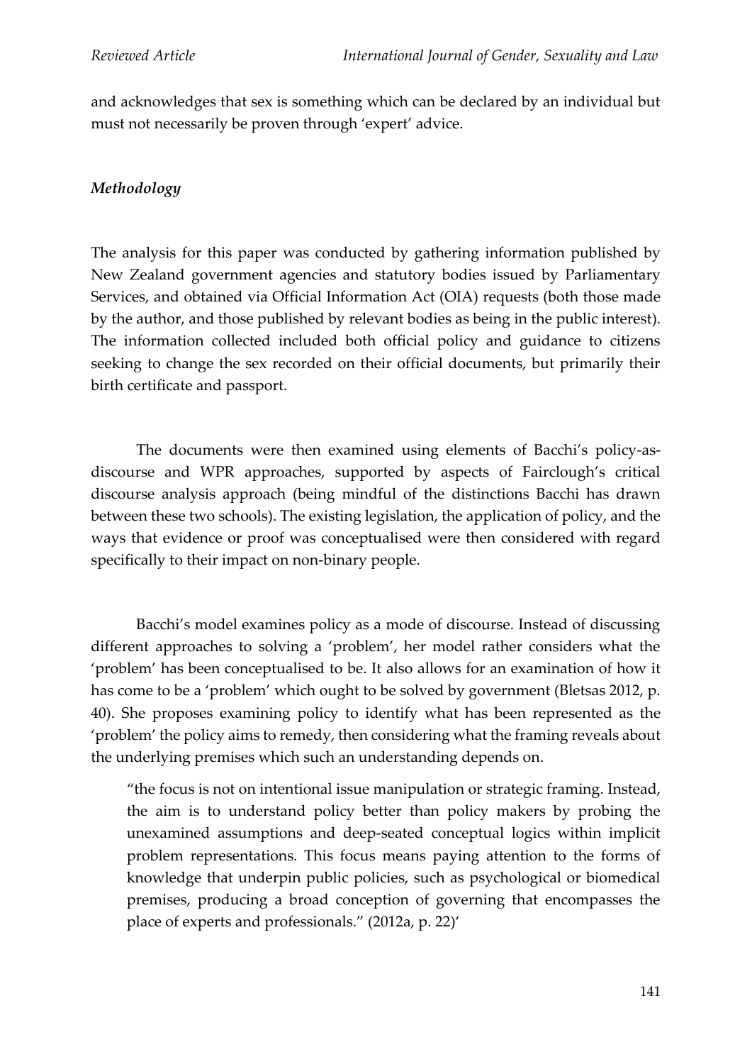and acknowledges that sex is something which can be declared by an individual but must not necessarily be proven through 'expert' advice.

### *Methodology*

The analysis for this paper was conducted by gathering information published by New Zealand government agencies and statutory bodies issued by Parliamentary Services, and obtained via Official Information Act (OIA) requests (both those made by the author, and those published by relevant bodies as being in the public interest). The information collected included both official policy and guidance to citizens seeking to change the sex recorded on their official documents, but primarily their birth certificate and passport.

The documents were then examined using elements of Bacchi's policy-as-discourse and WPR approaches, supported by aspects of Fairclough's critical discourse analysis approach (being mindful of the distinctions Bacchi has drawn between these two schools). The existing legislation, the application of policy, and the ways that evidence or proof was conceptualised were then considered with regard specifically to their impact on non-binary people.

Bacchi's model examines policy as a mode of discourse. Instead of discussing different approaches to solving a 'problem', her model rather considers what the 'problem' has been conceptualised to be. It also allows for an examination of how it has come to be a 'problem' which ought to be solved by government (Bletsas 2012, p. 40). She proposes examining policy to identify what has been represented as the 'problem' the policy aims to remedy, then considering what the framing reveals about the underlying premises which such an understanding depends on.

> "the focus is not on intentional issue manipulation or strategic framing. Instead, the aim is to understand policy better than policy makers by probing the unexamined assumptions and deep-seated conceptual logics within implicit problem representations. This focus means paying attention to the forms of knowledge that underpin public policies, such as psychological or biomedical premises, producing a broad conception of governing that encompasses the place of experts and professionals." (2012a, p. 22)'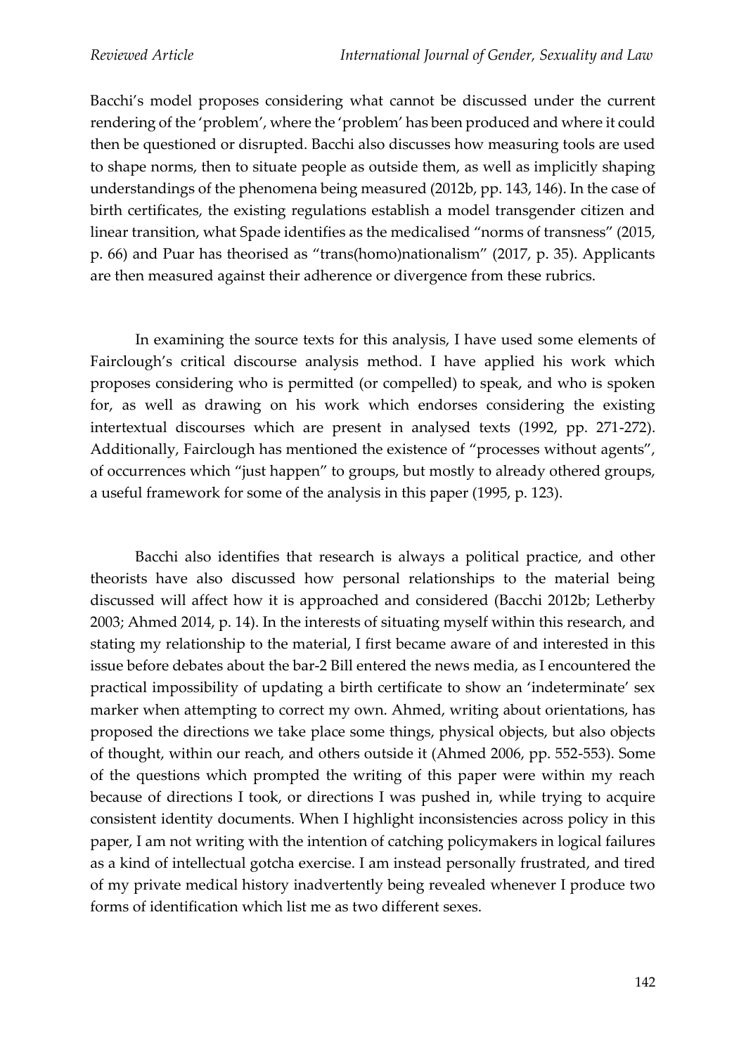Bacchi's model proposes considering what cannot be discussed under the current rendering of the 'problem', where the 'problem' has been produced and where it could then be questioned or disrupted. Bacchi also discusses how measuring tools are used to shape norms, then to situate people as outside them, as well as implicitly shaping understandings of the phenomena being measured (2012b, pp. 143, 146). In the case of birth certificates, the existing regulations establish a model transgender citizen and linear transition, what Spade identifies as the medicalised "norms of transness" (2015, p. 66) and Puar has theorised as "trans(homo)nationalism" (2017, p. 35). Applicants are then measured against their adherence or divergence from these rubrics.

In examining the source texts for this analysis, I have used some elements of Fairclough's critical discourse analysis method. I have applied his work which proposes considering who is permitted (or compelled) to speak, and who is spoken for, as well as drawing on his work which endorses considering the existing intertextual discourses which are present in analysed texts (1992, pp. 271-272). Additionally, Fairclough has mentioned the existence of "processes without agents", of occurrences which "just happen" to groups, but mostly to already othered groups, a useful framework for some of the analysis in this paper (1995, p. 123).

Bacchi also identifies that research is always a political practice, and other theorists have also discussed how personal relationships to the material being discussed will affect how it is approached and considered (Bacchi 2012b; Letherby 2003; Ahmed 2014, p. 14). In the interests of situating myself within this research, and stating my relationship to the material, I first became aware of and interested in this issue before debates about the bar-2 Bill entered the news media, as I encountered the practical impossibility of updating a birth certificate to show an 'indeterminate' sex marker when attempting to correct my own. Ahmed, writing about orientations, has proposed the directions we take place some things, physical objects, but also objects of thought, within our reach, and others outside it (Ahmed 2006, pp. 552-553). Some of the questions which prompted the writing of this paper were within my reach because of directions I took, or directions I was pushed in, while trying to acquire consistent identity documents. When I highlight inconsistencies across policy in this paper, I am not writing with the intention of catching policymakers in logical failures as a kind of intellectual gotcha exercise. I am instead personally frustrated, and tired of my private medical history inadvertently being revealed whenever I produce two forms of identification which list me as two different sexes.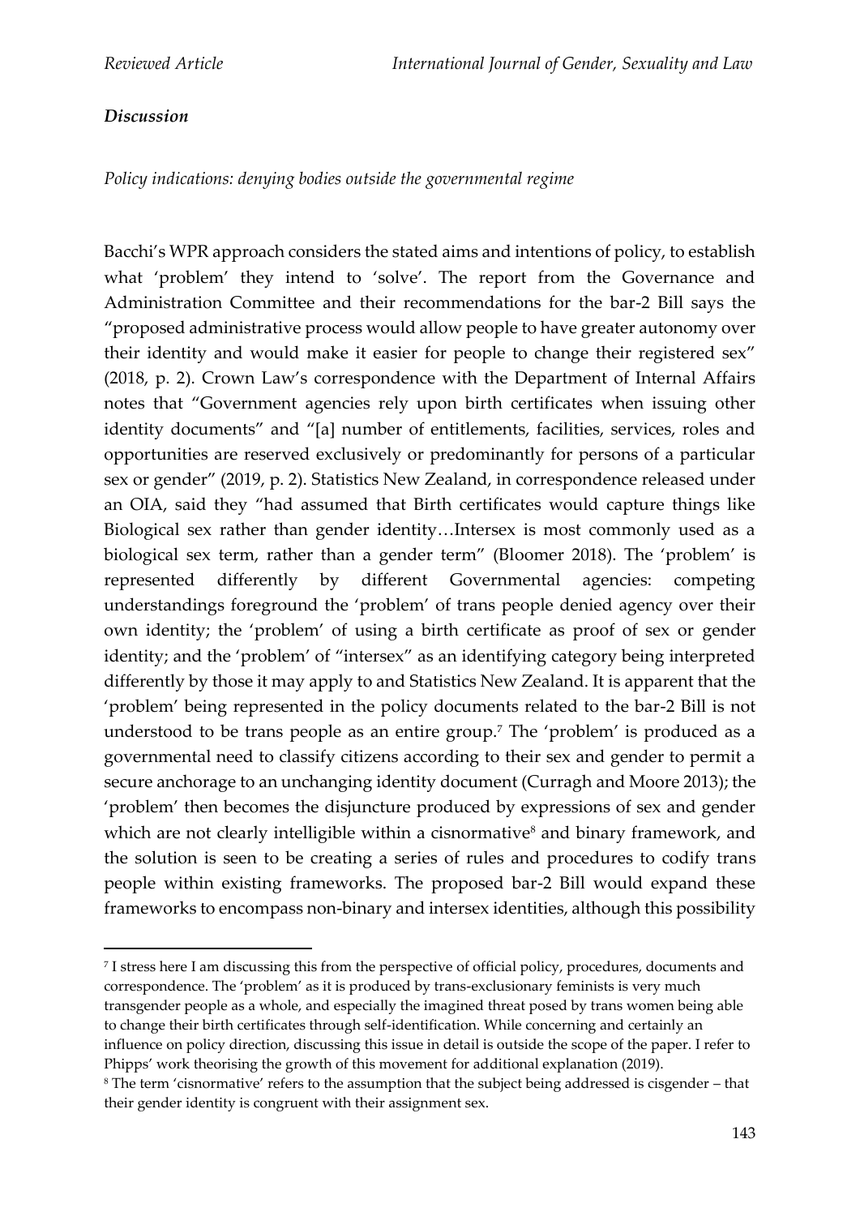### *Discussion*

*Policy indications: denying bodies outside the governmental regime*

Bacchi's WPR approach considers the stated aims and intentions of policy, to establish what 'problem' they intend to 'solve'. The report from the Governance and Administration Committee and their recommendations for the bar-2 Bill says the "proposed administrative process would allow people to have greater autonomy over their identity and would make it easier for people to change their registered sex" (2018, p. 2). Crown Law's correspondence with the Department of Internal Affairs notes that "Government agencies rely upon birth certificates when issuing other identity documents" and "[a] number of entitlements, facilities, services, roles and opportunities are reserved exclusively or predominantly for persons of a particular sex or gender" (2019, p. 2). Statistics New Zealand, in correspondence released under an OIA, said they "had assumed that Birth certificates would capture things like Biological sex rather than gender identity…Intersex is most commonly used as a biological sex term, rather than a gender term" (Bloomer 2018). The 'problem' is represented differently by different Governmental agencies: competing understandings foreground the 'problem' of trans people denied agency over their own identity; the 'problem' of using a birth certificate as proof of sex or gender identity; and the 'problem' of "intersex" as an identifying category being interpreted differently by those it may apply to and Statistics New Zealand. It is apparent that the 'problem' being represented in the policy documents related to the bar-2 Bill is not understood to be trans people as an entire group.[7] The 'problem' is produced as a governmental need to classify citizens according to their sex and gender to permit a secure anchorage to an unchanging identity document (Curragh and Moore 2013); the 'problem' then becomes the disjuncture produced by expressions of sex and gender which are not clearly intelligible within a cisnormative[8] and binary framework, and the solution is seen to be creating a series of rules and procedures to codify trans people within existing frameworks. The proposed bar-2 Bill would expand these frameworks to encompass non-binary and intersex identities, although this possibility

[7] I stress here I am discussing this from the perspective of official policy, procedures, documents and correspondence. The 'problem' as it is produced by trans-exclusionary feminists is very much transgender people as a whole, and especially the imagined threat posed by trans women being able to change their birth certificates through self-identification. While concerning and certainly an influence on policy direction, discussing this issue in detail is outside the scope of the paper. I refer to Phipps' work theorising the growth of this movement for additional explanation (2019).

[8] The term 'cisnormative' refers to the assumption that the subject being addressed is cisgender – that their gender identity is congruent with their assignment sex.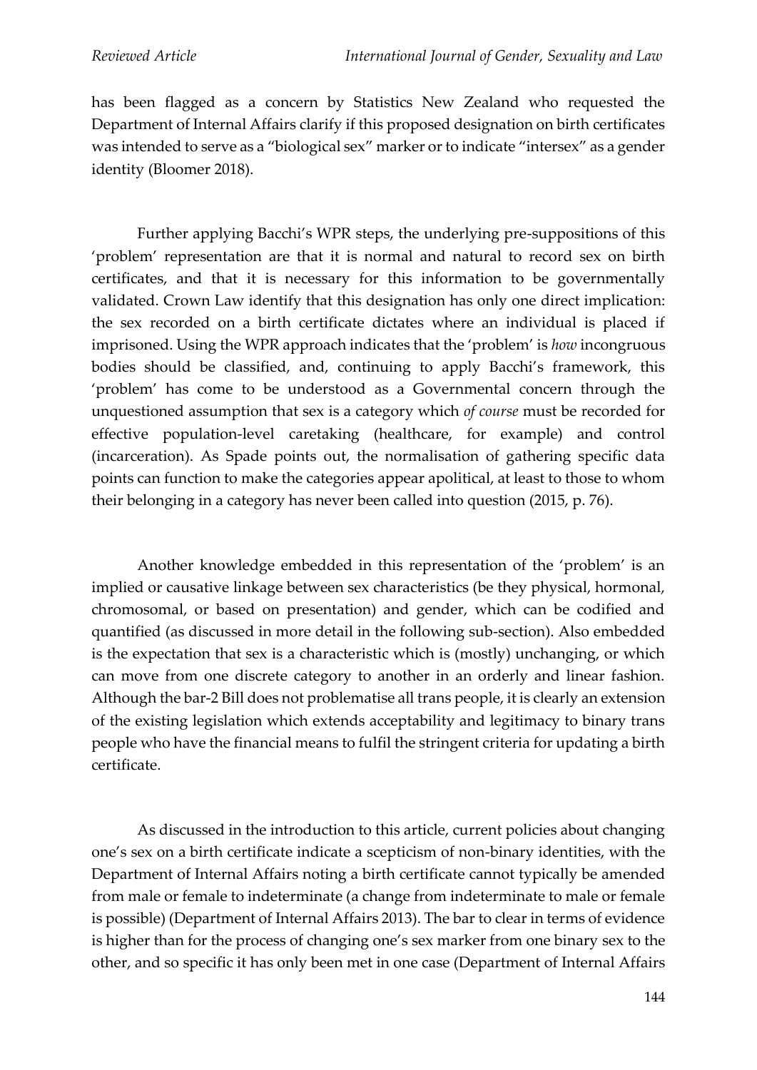has been flagged as a concern by Statistics New Zealand who requested the Department of Internal Affairs clarify if this proposed designation on birth certificates was intended to serve as a "biological sex" marker or to indicate "intersex" as a gender identity (Bloomer 2018).

Further applying Bacchi's WPR steps, the underlying pre-suppositions of this 'problem' representation are that it is normal and natural to record sex on birth certificates, and that it is necessary for this information to be governmentally validated. Crown Law identify that this designation has only one direct implication: the sex recorded on a birth certificate dictates where an individual is placed if imprisoned. Using the WPR approach indicates that the 'problem' is *how* incongruous bodies should be classified, and, continuing to apply Bacchi's framework, this 'problem' has come to be understood as a Governmental concern through the unquestioned assumption that sex is a category which *of course* must be recorded for effective population-level caretaking (healthcare, for example) and control (incarceration). As Spade points out, the normalisation of gathering specific data points can function to make the categories appear apolitical, at least to those to whom their belonging in a category has never been called into question (2015, p. 76).

Another knowledge embedded in this representation of the 'problem' is an implied or causative linkage between sex characteristics (be they physical, hormonal, chromosomal, or based on presentation) and gender, which can be codified and quantified (as discussed in more detail in the following sub-section). Also embedded is the expectation that sex is a characteristic which is (mostly) unchanging, or which can move from one discrete category to another in an orderly and linear fashion. Although the bar-2 Bill does not problematise all trans people, it is clearly an extension of the existing legislation which extends acceptability and legitimacy to binary trans people who have the financial means to fulfil the stringent criteria for updating a birth certificate.

As discussed in the introduction to this article, current policies about changing one's sex on a birth certificate indicate a scepticism of non-binary identities, with the Department of Internal Affairs noting a birth certificate cannot typically be amended from male or female to indeterminate (a change from indeterminate to male or female is possible) (Department of Internal Affairs 2013). The bar to clear in terms of evidence is higher than for the process of changing one's sex marker from one binary sex to the other, and so specific it has only been met in one case (Department of Internal Affairs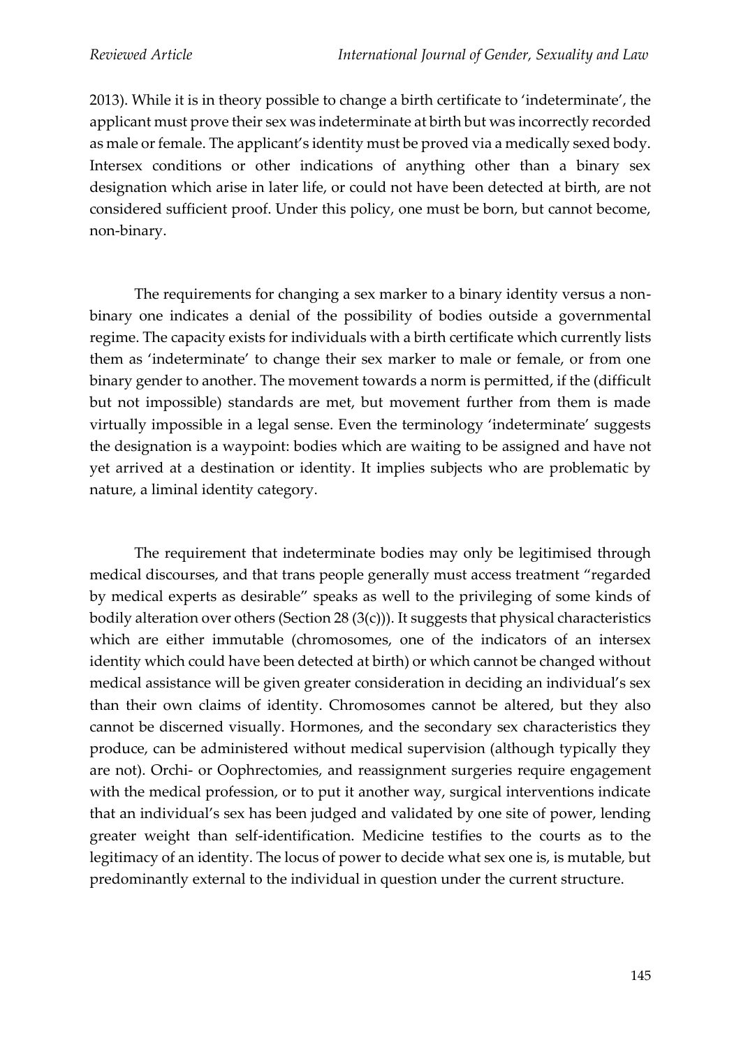2013). While it is in theory possible to change a birth certificate to 'indeterminate', the applicant must prove their sex was indeterminate at birth but was incorrectly recorded as male or female. The applicant's identity must be proved via a medically sexed body. Intersex conditions or other indications of anything other than a binary sex designation which arise in later life, or could not have been detected at birth, are not considered sufficient proof. Under this policy, one must be born, but cannot become, non-binary.

The requirements for changing a sex marker to a binary identity versus a non-binary one indicates a denial of the possibility of bodies outside a governmental regime. The capacity exists for individuals with a birth certificate which currently lists them as 'indeterminate' to change their sex marker to male or female, or from one binary gender to another. The movement towards a norm is permitted, if the (difficult but not impossible) standards are met, but movement further from them is made virtually impossible in a legal sense. Even the terminology 'indeterminate' suggests the designation is a waypoint: bodies which are waiting to be assigned and have not yet arrived at a destination or identity. It implies subjects who are problematic by nature, a liminal identity category.

The requirement that indeterminate bodies may only be legitimised through medical discourses, and that trans people generally must access treatment "regarded by medical experts as desirable" speaks as well to the privileging of some kinds of bodily alteration over others (Section 28 (3(c))). It suggests that physical characteristics which are either immutable (chromosomes, one of the indicators of an intersex identity which could have been detected at birth) or which cannot be changed without medical assistance will be given greater consideration in deciding an individual's sex than their own claims of identity. Chromosomes cannot be altered, but they also cannot be discerned visually. Hormones, and the secondary sex characteristics they produce, can be administered without medical supervision (although typically they are not). Orchi- or Oophrectomies, and reassignment surgeries require engagement with the medical profession, or to put it another way, surgical interventions indicate that an individual's sex has been judged and validated by one site of power, lending greater weight than self-identification. Medicine testifies to the courts as to the legitimacy of an identity. The locus of power to decide what sex one is, is mutable, but predominantly external to the individual in question under the current structure.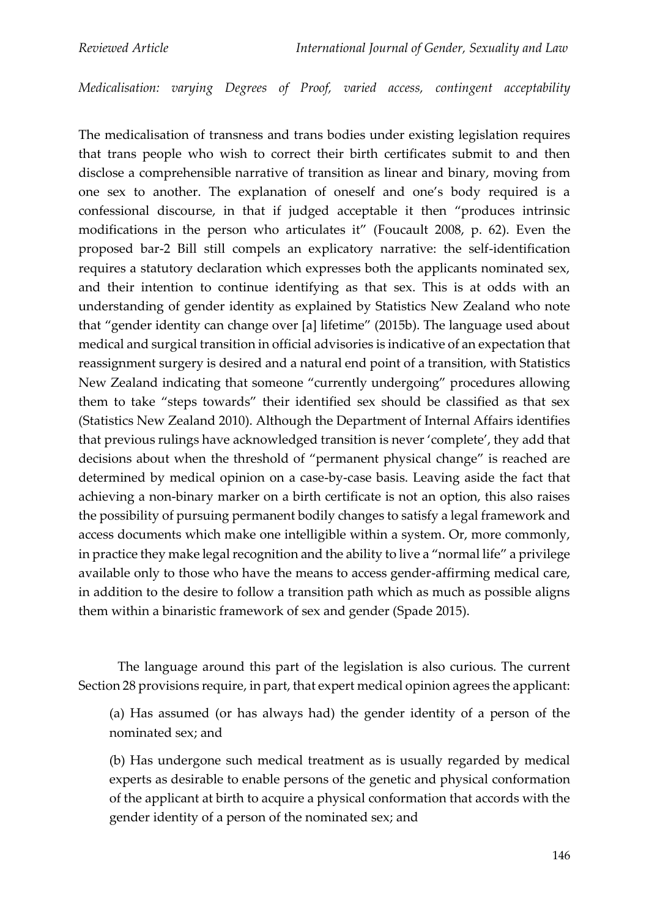*Medicalisation: varying Degrees of Proof, varied access, contingent acceptability*

The medicalisation of transness and trans bodies under existing legislation requires that trans people who wish to correct their birth certificates submit to and then disclose a comprehensible narrative of transition as linear and binary, moving from one sex to another. The explanation of oneself and one's body required is a confessional discourse, in that if judged acceptable it then "produces intrinsic modifications in the person who articulates it" (Foucault 2008, p. 62). Even the proposed bar-2 Bill still compels an explicatory narrative: the self-identification requires a statutory declaration which expresses both the applicants nominated sex, and their intention to continue identifying as that sex. This is at odds with an understanding of gender identity as explained by Statistics New Zealand who note that "gender identity can change over [a] lifetime" (2015b). The language used about medical and surgical transition in official advisories is indicative of an expectation that reassignment surgery is desired and a natural end point of a transition, with Statistics New Zealand indicating that someone "currently undergoing" procedures allowing them to take "steps towards" their identified sex should be classified as that sex (Statistics New Zealand 2010). Although the Department of Internal Affairs identifies that previous rulings have acknowledged transition is never 'complete', they add that decisions about when the threshold of "permanent physical change" is reached are determined by medical opinion on a case-by-case basis. Leaving aside the fact that achieving a non-binary marker on a birth certificate is not an option, this also raises the possibility of pursuing permanent bodily changes to satisfy a legal framework and access documents which make one intelligible within a system. Or, more commonly, in practice they make legal recognition and the ability to live a "normal life" a privilege available only to those who have the means to access gender-affirming medical care, in addition to the desire to follow a transition path which as much as possible aligns them within a binaristic framework of sex and gender (Spade 2015).

The language around this part of the legislation is also curious. The current Section 28 provisions require, in part, that expert medical opinion agrees the applicant:

> (a) Has assumed (or has always had) the gender identity of a person of the nominated sex; and
>
> (b) Has undergone such medical treatment as is usually regarded by medical experts as desirable to enable persons of the genetic and physical conformation of the applicant at birth to acquire a physical conformation that accords with the gender identity of a person of the nominated sex; and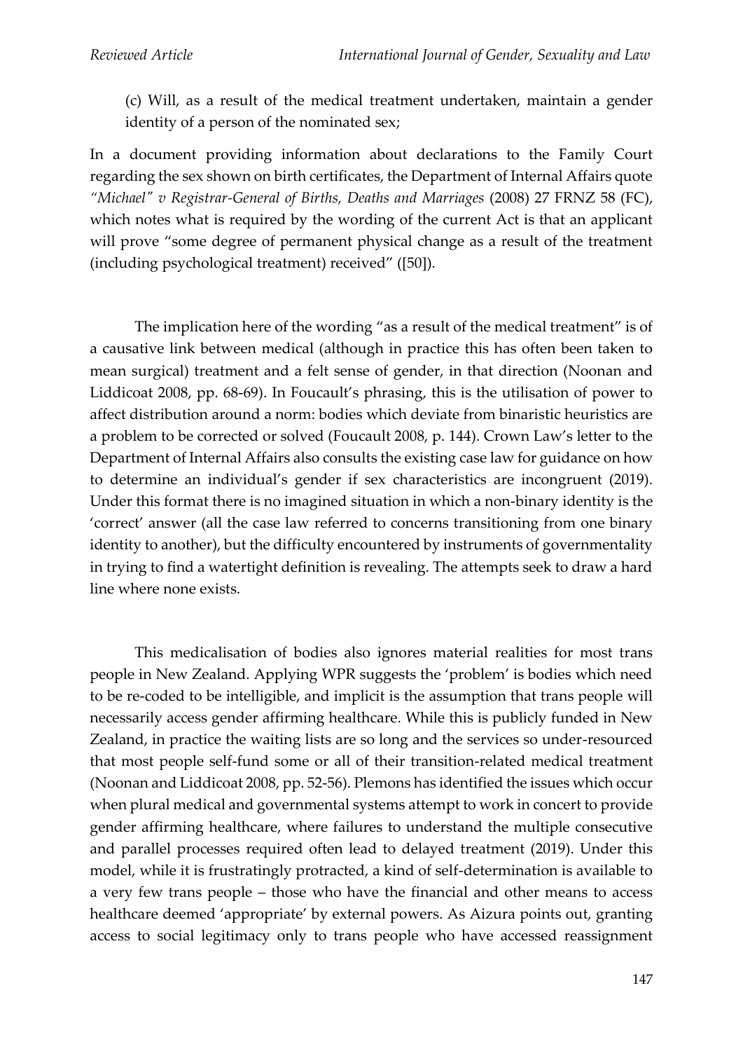(c) Will, as a result of the medical treatment undertaken, maintain a gender identity of a person of the nominated sex;

In a document providing information about declarations to the Family Court regarding the sex shown on birth certificates, the Department of Internal Affairs quote *"Michael" v Registrar-General of Births, Deaths and Marriages* (2008) 27 FRNZ 58 (FC), which notes what is required by the wording of the current Act is that an applicant will prove "some degree of permanent physical change as a result of the treatment (including psychological treatment) received" ([50]).

The implication here of the wording "as a result of the medical treatment" is of a causative link between medical (although in practice this has often been taken to mean surgical) treatment and a felt sense of gender, in that direction (Noonan and Liddicoat 2008, pp. 68-69). In Foucault's phrasing, this is the utilisation of power to affect distribution around a norm: bodies which deviate from binaristic heuristics are a problem to be corrected or solved (Foucault 2008, p. 144). Crown Law's letter to the Department of Internal Affairs also consults the existing case law for guidance on how to determine an individual's gender if sex characteristics are incongruent (2019). Under this format there is no imagined situation in which a non-binary identity is the 'correct' answer (all the case law referred to concerns transitioning from one binary identity to another), but the difficulty encountered by instruments of governmentality in trying to find a watertight definition is revealing. The attempts seek to draw a hard line where none exists.

This medicalisation of bodies also ignores material realities for most trans people in New Zealand. Applying WPR suggests the 'problem' is bodies which need to be re-coded to be intelligible, and implicit is the assumption that trans people will necessarily access gender affirming healthcare. While this is publicly funded in New Zealand, in practice the waiting lists are so long and the services so under-resourced that most people self-fund some or all of their transition-related medical treatment (Noonan and Liddicoat 2008, pp. 52-56). Plemons has identified the issues which occur when plural medical and governmental systems attempt to work in concert to provide gender affirming healthcare, where failures to understand the multiple consecutive and parallel processes required often lead to delayed treatment (2019). Under this model, while it is frustratingly protracted, a kind of self-determination is available to a very few trans people – those who have the financial and other means to access healthcare deemed 'appropriate' by external powers. As Aizura points out, granting access to social legitimacy only to trans people who have accessed reassignment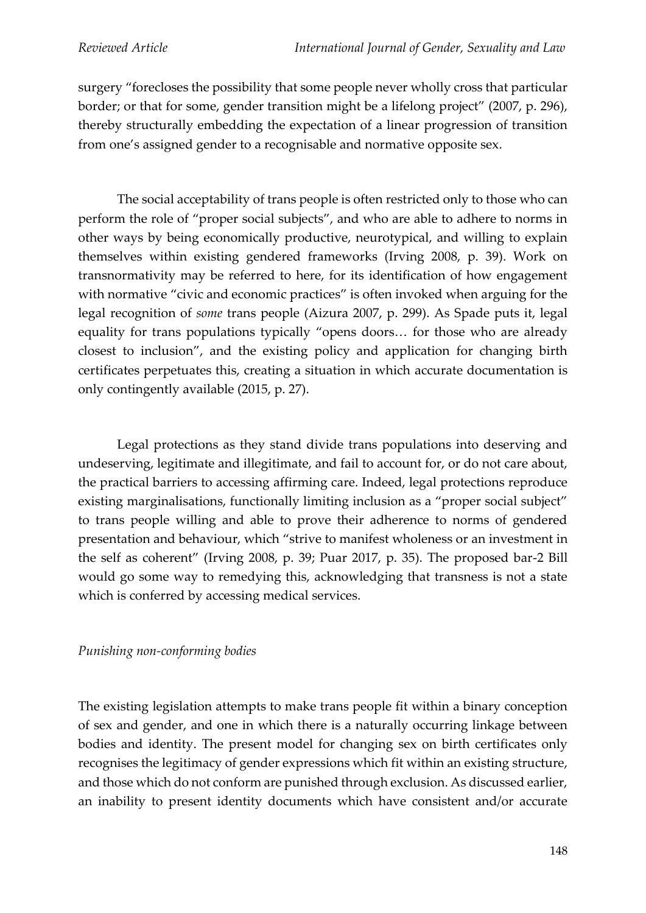surgery "forecloses the possibility that some people never wholly cross that particular border; or that for some, gender transition might be a lifelong project" (2007, p. 296), thereby structurally embedding the expectation of a linear progression of transition from one's assigned gender to a recognisable and normative opposite sex.

The social acceptability of trans people is often restricted only to those who can perform the role of "proper social subjects", and who are able to adhere to norms in other ways by being economically productive, neurotypical, and willing to explain themselves within existing gendered frameworks (Irving 2008, p. 39). Work on transnormativity may be referred to here, for its identification of how engagement with normative "civic and economic practices" is often invoked when arguing for the legal recognition of *some* trans people (Aizura 2007, p. 299). As Spade puts it, legal equality for trans populations typically "opens doors… for those who are already closest to inclusion", and the existing policy and application for changing birth certificates perpetuates this, creating a situation in which accurate documentation is only contingently available (2015, p. 27).

Legal protections as they stand divide trans populations into deserving and undeserving, legitimate and illegitimate, and fail to account for, or do not care about, the practical barriers to accessing affirming care. Indeed, legal protections reproduce existing marginalisations, functionally limiting inclusion as a "proper social subject" to trans people willing and able to prove their adherence to norms of gendered presentation and behaviour, which "strive to manifest wholeness or an investment in the self as coherent" (Irving 2008, p. 39; Puar 2017, p. 35). The proposed bar-2 Bill would go some way to remedying this, acknowledging that transness is not a state which is conferred by accessing medical services.

*Punishing non-conforming bodies*

The existing legislation attempts to make trans people fit within a binary conception of sex and gender, and one in which there is a naturally occurring linkage between bodies and identity. The present model for changing sex on birth certificates only recognises the legitimacy of gender expressions which fit within an existing structure, and those which do not conform are punished through exclusion. As discussed earlier, an inability to present identity documents which have consistent and/or accurate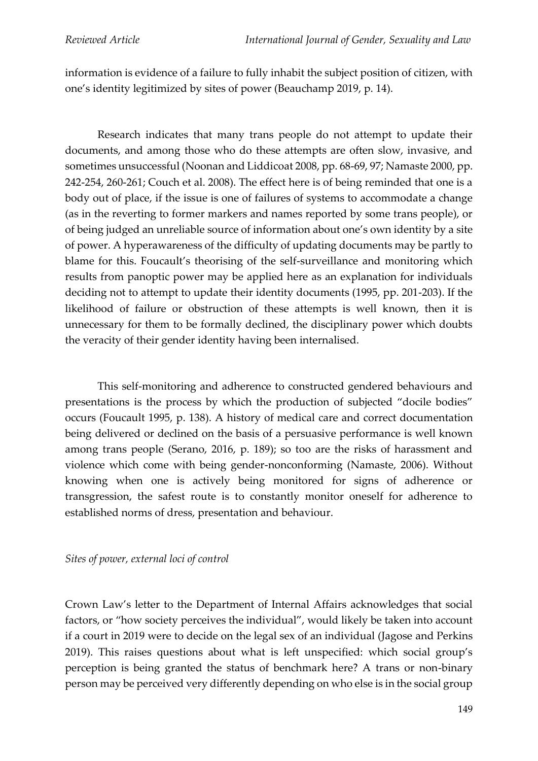information is evidence of a failure to fully inhabit the subject position of citizen, with one's identity legitimized by sites of power (Beauchamp 2019, p. 14).

Research indicates that many trans people do not attempt to update their documents, and among those who do these attempts are often slow, invasive, and sometimes unsuccessful (Noonan and Liddicoat 2008, pp. 68-69, 97; Namaste 2000, pp. 242-254, 260-261; Couch et al. 2008). The effect here is of being reminded that one is a body out of place, if the issue is one of failures of systems to accommodate a change (as in the reverting to former markers and names reported by some trans people), or of being judged an unreliable source of information about one's own identity by a site of power. A hyperawareness of the difficulty of updating documents may be partly to blame for this. Foucault's theorising of the self-surveillance and monitoring which results from panoptic power may be applied here as an explanation for individuals deciding not to attempt to update their identity documents (1995, pp. 201-203). If the likelihood of failure or obstruction of these attempts is well known, then it is unnecessary for them to be formally declined, the disciplinary power which doubts the veracity of their gender identity having been internalised.

This self-monitoring and adherence to constructed gendered behaviours and presentations is the process by which the production of subjected "docile bodies" occurs (Foucault 1995, p. 138). A history of medical care and correct documentation being delivered or declined on the basis of a persuasive performance is well known among trans people (Serano, 2016, p. 189); so too are the risks of harassment and violence which come with being gender-nonconforming (Namaste, 2006). Without knowing when one is actively being monitored for signs of adherence or transgression, the safest route is to constantly monitor oneself for adherence to established norms of dress, presentation and behaviour.

*Sites of power, external loci of control*

Crown Law's letter to the Department of Internal Affairs acknowledges that social factors, or "how society perceives the individual", would likely be taken into account if a court in 2019 were to decide on the legal sex of an individual (Jagose and Perkins 2019). This raises questions about what is left unspecified: which social group's perception is being granted the status of benchmark here? A trans or non-binary person may be perceived very differently depending on who else is in the social group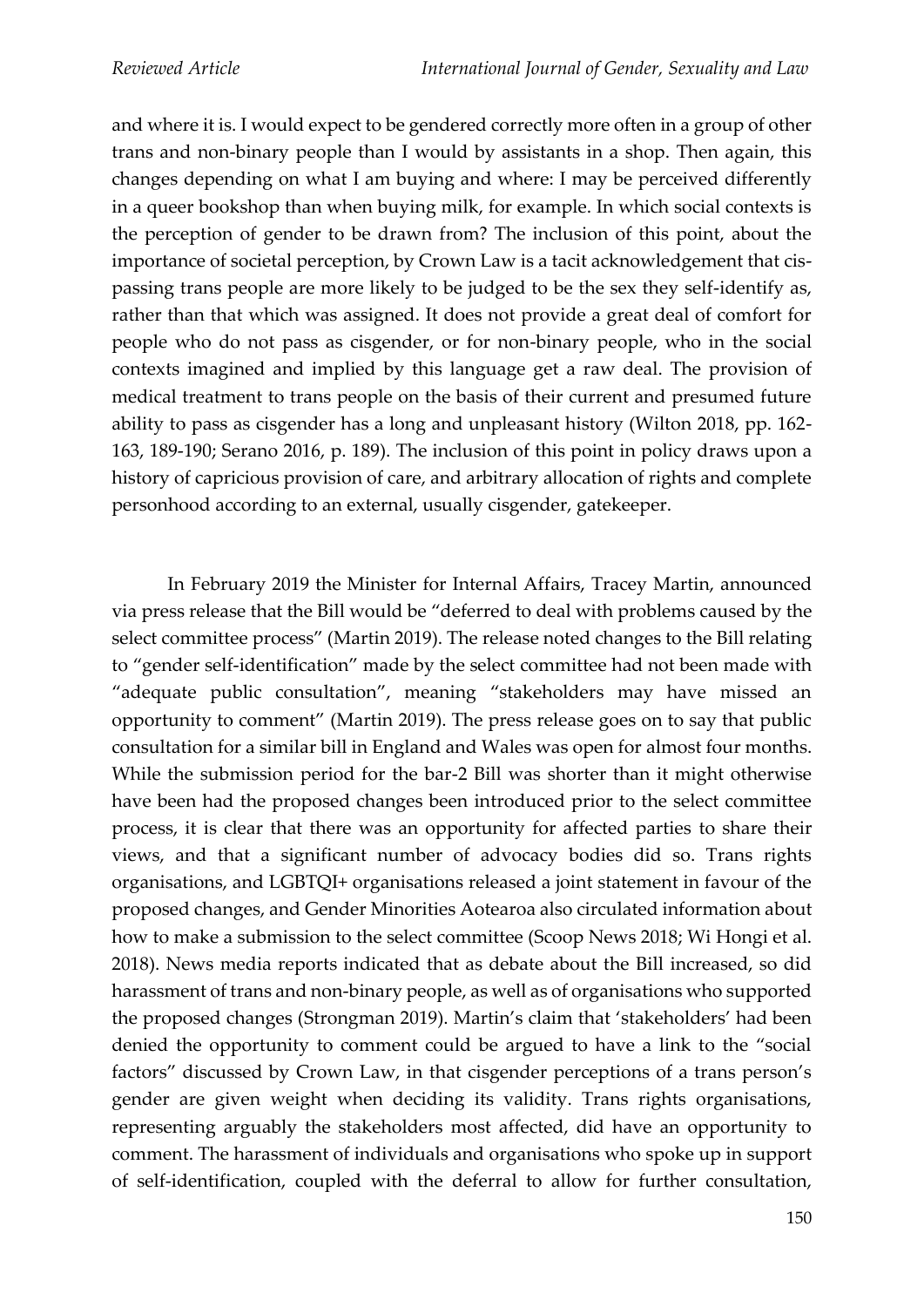and where it is. I would expect to be gendered correctly more often in a group of other trans and non-binary people than I would by assistants in a shop. Then again, this changes depending on what I am buying and where: I may be perceived differently in a queer bookshop than when buying milk, for example. In which social contexts is the perception of gender to be drawn from? The inclusion of this point, about the importance of societal perception, by Crown Law is a tacit acknowledgement that cis-passing trans people are more likely to be judged to be the sex they self-identify as, rather than that which was assigned. It does not provide a great deal of comfort for people who do not pass as cisgender, or for non-binary people, who in the social contexts imagined and implied by this language get a raw deal. The provision of medical treatment to trans people on the basis of their current and presumed future ability to pass as cisgender has a long and unpleasant history (Wilton 2018, pp. 162-163, 189-190; Serano 2016, p. 189). The inclusion of this point in policy draws upon a history of capricious provision of care, and arbitrary allocation of rights and complete personhood according to an external, usually cisgender, gatekeeper.

In February 2019 the Minister for Internal Affairs, Tracey Martin, announced via press release that the Bill would be "deferred to deal with problems caused by the select committee process" (Martin 2019). The release noted changes to the Bill relating to "gender self-identification" made by the select committee had not been made with "adequate public consultation", meaning "stakeholders may have missed an opportunity to comment" (Martin 2019). The press release goes on to say that public consultation for a similar bill in England and Wales was open for almost four months. While the submission period for the bar-2 Bill was shorter than it might otherwise have been had the proposed changes been introduced prior to the select committee process, it is clear that there was an opportunity for affected parties to share their views, and that a significant number of advocacy bodies did so. Trans rights organisations, and LGBTQI+ organisations released a joint statement in favour of the proposed changes, and Gender Minorities Aotearoa also circulated information about how to make a submission to the select committee (Scoop News 2018; Wi Hongi et al. 2018). News media reports indicated that as debate about the Bill increased, so did harassment of trans and non-binary people, as well as of organisations who supported the proposed changes (Strongman 2019). Martin's claim that 'stakeholders' had been denied the opportunity to comment could be argued to have a link to the "social factors" discussed by Crown Law, in that cisgender perceptions of a trans person's gender are given weight when deciding its validity. Trans rights organisations, representing arguably the stakeholders most affected, did have an opportunity to comment. The harassment of individuals and organisations who spoke up in support of self-identification, coupled with the deferral to allow for further consultation,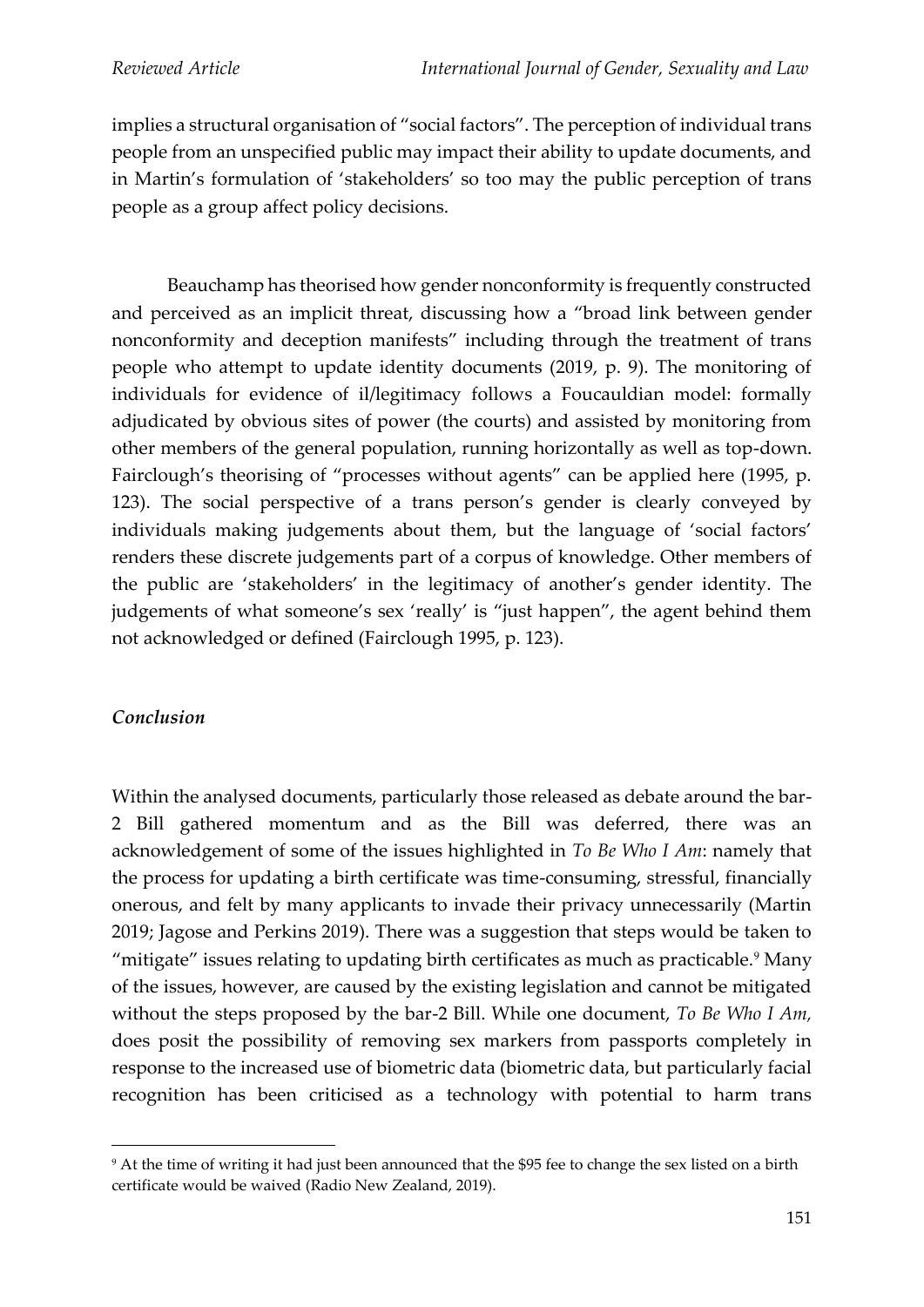implies a structural organisation of "social factors". The perception of individual trans people from an unspecified public may impact their ability to update documents, and in Martin's formulation of 'stakeholders' so too may the public perception of trans people as a group affect policy decisions.

Beauchamp has theorised how gender nonconformity is frequently constructed and perceived as an implicit threat, discussing how a "broad link between gender nonconformity and deception manifests" including through the treatment of trans people who attempt to update identity documents (2019, p. 9). The monitoring of individuals for evidence of il/legitimacy follows a Foucauldian model: formally adjudicated by obvious sites of power (the courts) and assisted by monitoring from other members of the general population, running horizontally as well as top-down. Fairclough's theorising of "processes without agents" can be applied here (1995, p. 123). The social perspective of a trans person's gender is clearly conveyed by individuals making judgements about them, but the language of 'social factors' renders these discrete judgements part of a corpus of knowledge. Other members of the public are 'stakeholders' in the legitimacy of another's gender identity. The judgements of what someone's sex 'really' is "just happen", the agent behind them not acknowledged or defined (Fairclough 1995, p. 123).

### *Conclusion*

Within the analysed documents, particularly those released as debate around the bar-2 Bill gathered momentum and as the Bill was deferred, there was an acknowledgement of some of the issues highlighted in *To Be Who I Am*: namely that the process for updating a birth certificate was time-consuming, stressful, financially onerous, and felt by many applicants to invade their privacy unnecessarily (Martin 2019; Jagose and Perkins 2019). There was a suggestion that steps would be taken to "mitigate" issues relating to updating birth certificates as much as practicable.[9] Many of the issues, however, are caused by the existing legislation and cannot be mitigated without the steps proposed by the bar-2 Bill. While one document, *To Be Who I Am*, does posit the possibility of removing sex markers from passports completely in response to the increased use of biometric data (biometric data, but particularly facial recognition has been criticised as a technology with potential to harm trans

[9] At the time of writing it had just been announced that the $95 fee to change the sex listed on a birth certificate would be waived (Radio New Zealand, 2019).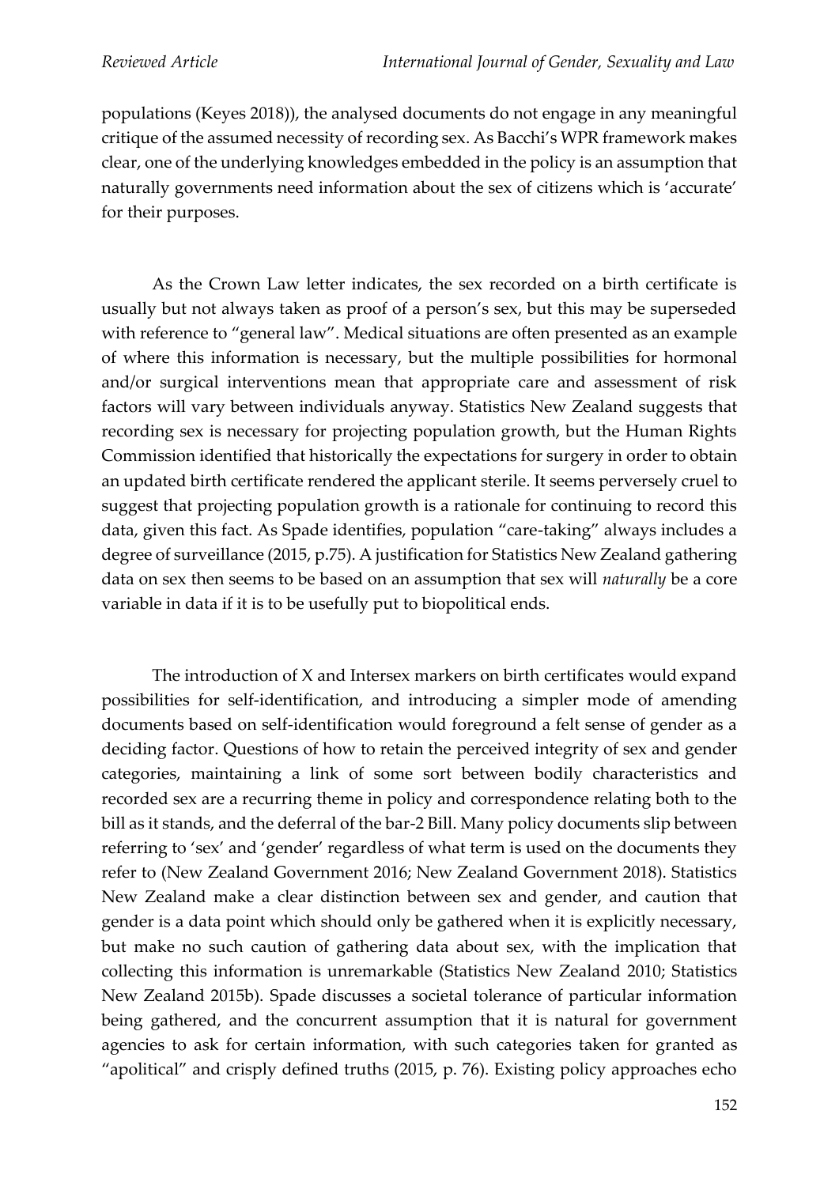populations (Keyes 2018)), the analysed documents do not engage in any meaningful critique of the assumed necessity of recording sex. As Bacchi's WPR framework makes clear, one of the underlying knowledges embedded in the policy is an assumption that naturally governments need information about the sex of citizens which is 'accurate' for their purposes.

As the Crown Law letter indicates, the sex recorded on a birth certificate is usually but not always taken as proof of a person's sex, but this may be superseded with reference to "general law". Medical situations are often presented as an example of where this information is necessary, but the multiple possibilities for hormonal and/or surgical interventions mean that appropriate care and assessment of risk factors will vary between individuals anyway. Statistics New Zealand suggests that recording sex is necessary for projecting population growth, but the Human Rights Commission identified that historically the expectations for surgery in order to obtain an updated birth certificate rendered the applicant sterile. It seems perversely cruel to suggest that projecting population growth is a rationale for continuing to record this data, given this fact. As Spade identifies, population "care-taking" always includes a degree of surveillance (2015, p.75). A justification for Statistics New Zealand gathering data on sex then seems to be based on an assumption that sex will *naturally* be a core variable in data if it is to be usefully put to biopolitical ends.

The introduction of X and Intersex markers on birth certificates would expand possibilities for self-identification, and introducing a simpler mode of amending documents based on self-identification would foreground a felt sense of gender as a deciding factor. Questions of how to retain the perceived integrity of sex and gender categories, maintaining a link of some sort between bodily characteristics and recorded sex are a recurring theme in policy and correspondence relating both to the bill as it stands, and the deferral of the bar-2 Bill. Many policy documents slip between referring to 'sex' and 'gender' regardless of what term is used on the documents they refer to (New Zealand Government 2016; New Zealand Government 2018). Statistics New Zealand make a clear distinction between sex and gender, and caution that gender is a data point which should only be gathered when it is explicitly necessary, but make no such caution of gathering data about sex, with the implication that collecting this information is unremarkable (Statistics New Zealand 2010; Statistics New Zealand 2015b). Spade discusses a societal tolerance of particular information being gathered, and the concurrent assumption that it is natural for government agencies to ask for certain information, with such categories taken for granted as "apolitical" and crisply defined truths (2015, p. 76). Existing policy approaches echo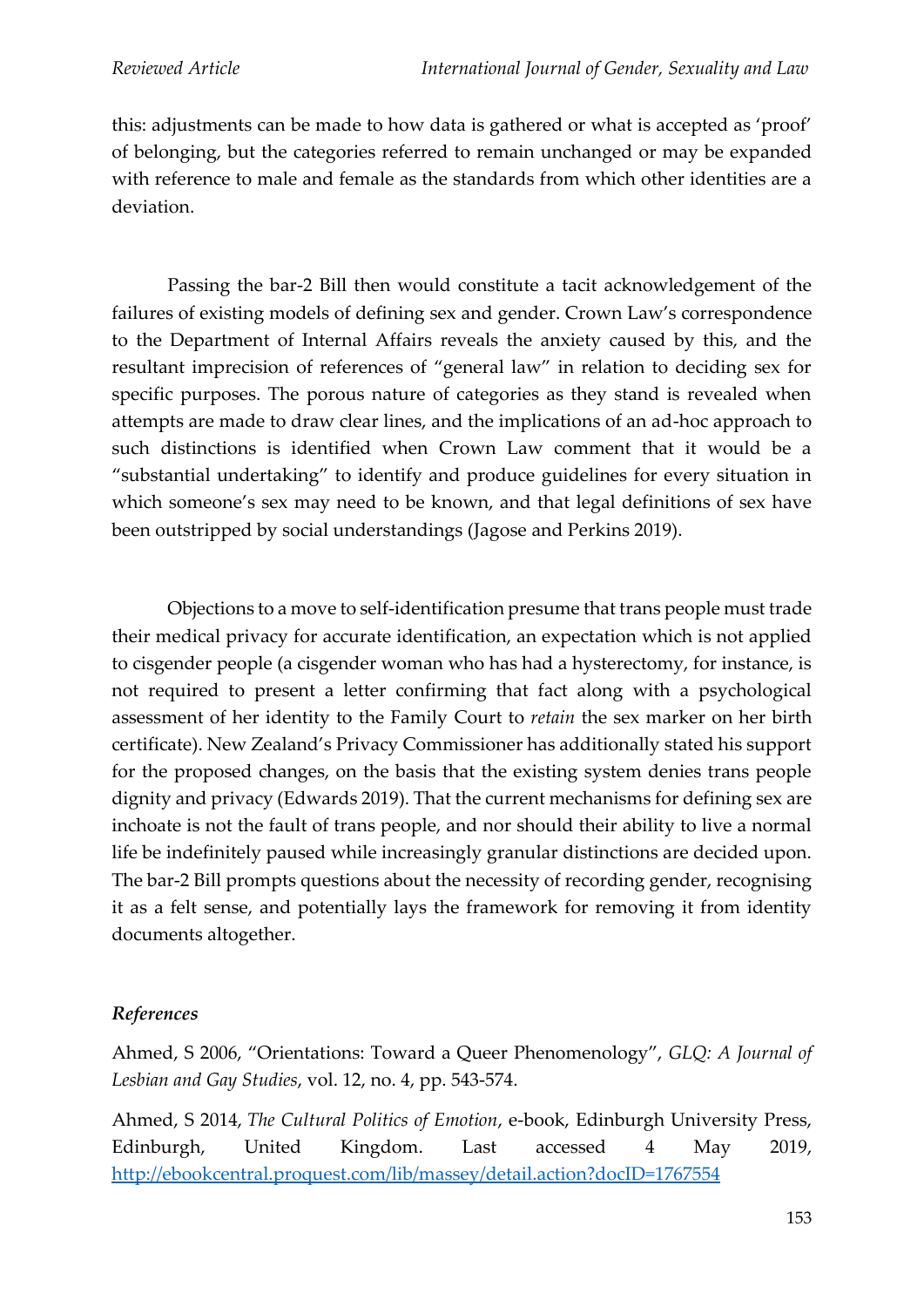this: adjustments can be made to how data is gathered or what is accepted as 'proof' of belonging, but the categories referred to remain unchanged or may be expanded with reference to male and female as the standards from which other identities are a deviation.

Passing the bar-2 Bill then would constitute a tacit acknowledgement of the failures of existing models of defining sex and gender. Crown Law's correspondence to the Department of Internal Affairs reveals the anxiety caused by this, and the resultant imprecision of references of "general law" in relation to deciding sex for specific purposes. The porous nature of categories as they stand is revealed when attempts are made to draw clear lines, and the implications of an ad-hoc approach to such distinctions is identified when Crown Law comment that it would be a "substantial undertaking" to identify and produce guidelines for every situation in which someone's sex may need to be known, and that legal definitions of sex have been outstripped by social understandings (Jagose and Perkins 2019).

Objections to a move to self-identification presume that trans people must trade their medical privacy for accurate identification, an expectation which is not applied to cisgender people (a cisgender woman who has had a hysterectomy, for instance, is not required to present a letter confirming that fact along with a psychological assessment of her identity to the Family Court to *retain* the sex marker on her birth certificate). New Zealand's Privacy Commissioner has additionally stated his support for the proposed changes, on the basis that the existing system denies trans people dignity and privacy (Edwards 2019). That the current mechanisms for defining sex are inchoate is not the fault of trans people, and nor should their ability to live a normal life be indefinitely paused while increasingly granular distinctions are decided upon. The bar-2 Bill prompts questions about the necessity of recording gender, recognising it as a felt sense, and potentially lays the framework for removing it from identity documents altogether.

***References***

Ahmed, S 2006, "Orientations: Toward a Queer Phenomenology", *GLQ: A Journal of Lesbian and Gay Studies*, vol. 12, no. 4, pp. 543-574.

Ahmed, S 2014, *The Cultural Politics of Emotion*, e-book, Edinburgh University Press, Edinburgh, United Kingdom. Last accessed 4 May 2019, http://ebookcentral.proquest.com/lib/massey/detail.action?docID=1767554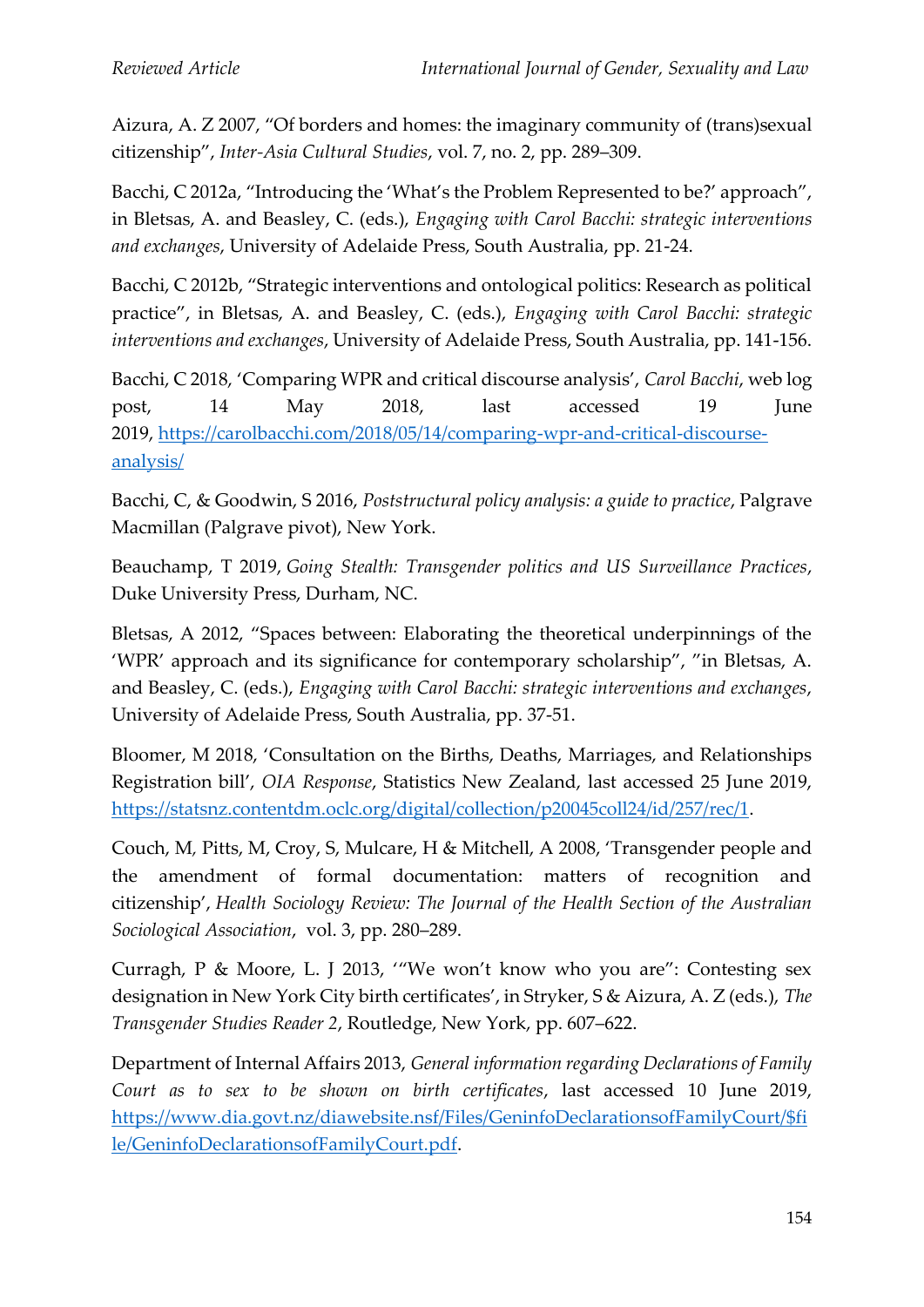Aizura, A. Z 2007, “Of borders and homes: the imaginary community of (trans)sexual citizenship”, *Inter-Asia Cultural Studies*, vol. 7, no. 2, pp. 289–309.

Bacchi, C 2012a, “Introducing the ‘What’s the Problem Represented to be?’ approach”, in Bletsas, A. and Beasley, C. (eds.), *Engaging with Carol Bacchi: strategic interventions and exchanges*, University of Adelaide Press, South Australia, pp. 21-24.

Bacchi, C 2012b, “Strategic interventions and ontological politics: Research as political practice”, in Bletsas, A. and Beasley, C. (eds.), *Engaging with Carol Bacchi: strategic interventions and exchanges*, University of Adelaide Press, South Australia, pp. 141-156.

Bacchi, C 2018, ‘Comparing WPR and critical discourse analysis’, *Carol Bacchi*, web log post, 14 May 2018, last accessed 19 June 2019, https://carolbacchi.com/2018/05/14/comparing-wpr-and-critical-discourse-analysis/

Bacchi, C, & Goodwin, S 2016, *Poststructural policy analysis: a guide to practice*, Palgrave Macmillan (Palgrave pivot), New York.

Beauchamp, T 2019, *Going Stealth: Transgender politics and US Surveillance Practices*, Duke University Press, Durham, NC.

Bletsas, A 2012, “Spaces between: Elaborating the theoretical underpinnings of the ‘WPR’ approach and its significance for contemporary scholarship”, ”in Bletsas, A. and Beasley, C. (eds.), *Engaging with Carol Bacchi: strategic interventions and exchanges*, University of Adelaide Press, South Australia, pp. 37-51.

Bloomer, M 2018, ‘Consultation on the Births, Deaths, Marriages, and Relationships Registration bill’, *OIA Response*, Statistics New Zealand, last accessed 25 June 2019, https://statsnz.contentdm.oclc.org/digital/collection/p20045coll24/id/257/rec/1.

Couch, M, Pitts, M, Croy, S, Mulcare, H & Mitchell, A 2008, ‘Transgender people and the amendment of formal documentation: matters of recognition and citizenship’, *Health Sociology Review: The Journal of the Health Section of the Australian Sociological Association*, vol. 3, pp. 280–289.

Curragh, P & Moore, L. J 2013, ‘“We won’t know who you are”: Contesting sex designation in New York City birth certificates’, in Stryker, S & Aizura, A. Z (eds.), *The Transgender Studies Reader 2*, Routledge, New York, pp. 607–622.

Department of Internal Affairs 2013, *General information regarding Declarations of Family Court as to sex to be shown on birth certificates*, last accessed 10 June 2019, https://www.dia.govt.nz/diawebsite.nsf/Files/GeninfoDeclarationsofFamilyCourt/$file/GeninfoDeclarationsofFamilyCourt.pdf.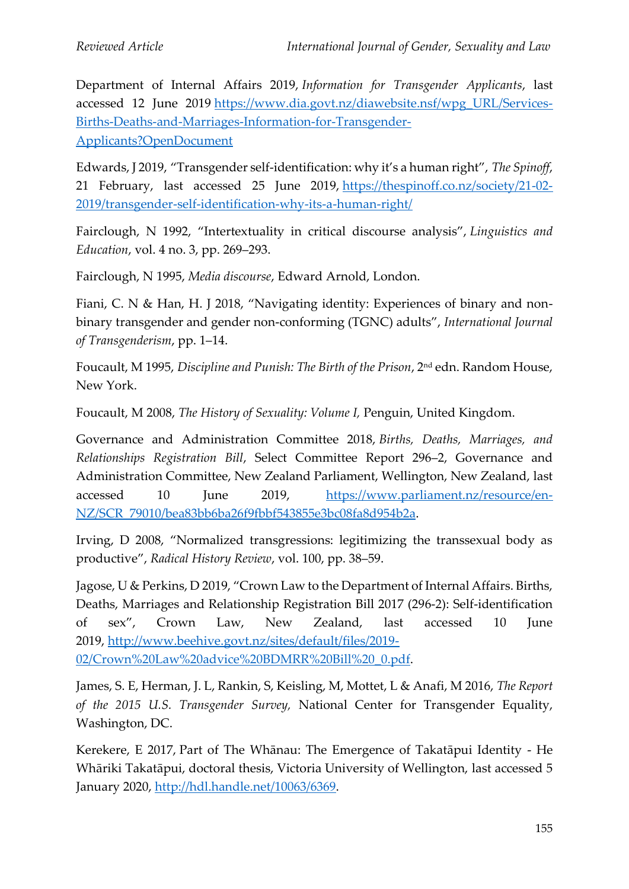Department of Internal Affairs 2019, *Information for Transgender Applicants*, last accessed 12 June 2019 https://www.dia.govt.nz/diawebsite.nsf/wpg_URL/Services-Births-Deaths-and-Marriages-Information-for-Transgender-Applicants?OpenDocument

Edwards, J 2019, "Transgender self-identification: why it's a human right", *The Spinoff*, 21 February, last accessed 25 June 2019, https://thespinoff.co.nz/society/21-02-2019/transgender-self-identification-why-its-a-human-right/

Fairclough, N 1992, "Intertextuality in critical discourse analysis", *Linguistics and Education*, vol. 4 no. 3, pp. 269–293.

Fairclough, N 1995, *Media discourse*, Edward Arnold, London.

Fiani, C. N & Han, H. J 2018, "Navigating identity: Experiences of binary and non-binary transgender and gender non-conforming (TGNC) adults", *International Journal of Transgenderism*, pp. 1–14.

Foucault, M 1995, *Discipline and Punish: The Birth of the Prison*, 2nd edn. Random House, New York.

Foucault, M 2008, *The History of Sexuality: Volume I,* Penguin, United Kingdom.

Governance and Administration Committee 2018, *Births, Deaths, Marriages, and Relationships Registration Bill*, Select Committee Report 296–2, Governance and Administration Committee, New Zealand Parliament, Wellington, New Zealand, last accessed 10 June 2019, https://www.parliament.nz/resource/en-NZ/SCR_79010/bea83bb6ba26f9fbbf543855e3bc08fa8d954b2a.

Irving, D 2008, "Normalized transgressions: legitimizing the transsexual body as productive", *Radical History Review*, vol. 100, pp. 38–59.

Jagose, U & Perkins, D 2019, "Crown Law to the Department of Internal Affairs. Births, Deaths, Marriages and Relationship Registration Bill 2017 (296-2): Self-identification of sex", Crown Law, New Zealand, last accessed 10 June 2019, http://www.beehive.govt.nz/sites/default/files/2019-02/Crown%20Law%20advice%20BDMRR%20Bill%20_0.pdf.

James, S. E, Herman, J. L, Rankin, S, Keisling, M, Mottet, L & Anafi, M 2016, *The Report of the 2015 U.S. Transgender Survey,* National Center for Transgender Equality, Washington, DC.

Kerekere, E 2017, Part of The Whānau: The Emergence of Takatāpui Identity - He Whāriki Takatāpui, doctoral thesis, Victoria University of Wellington, last accessed 5 January 2020, http://hdl.handle.net/10063/6369.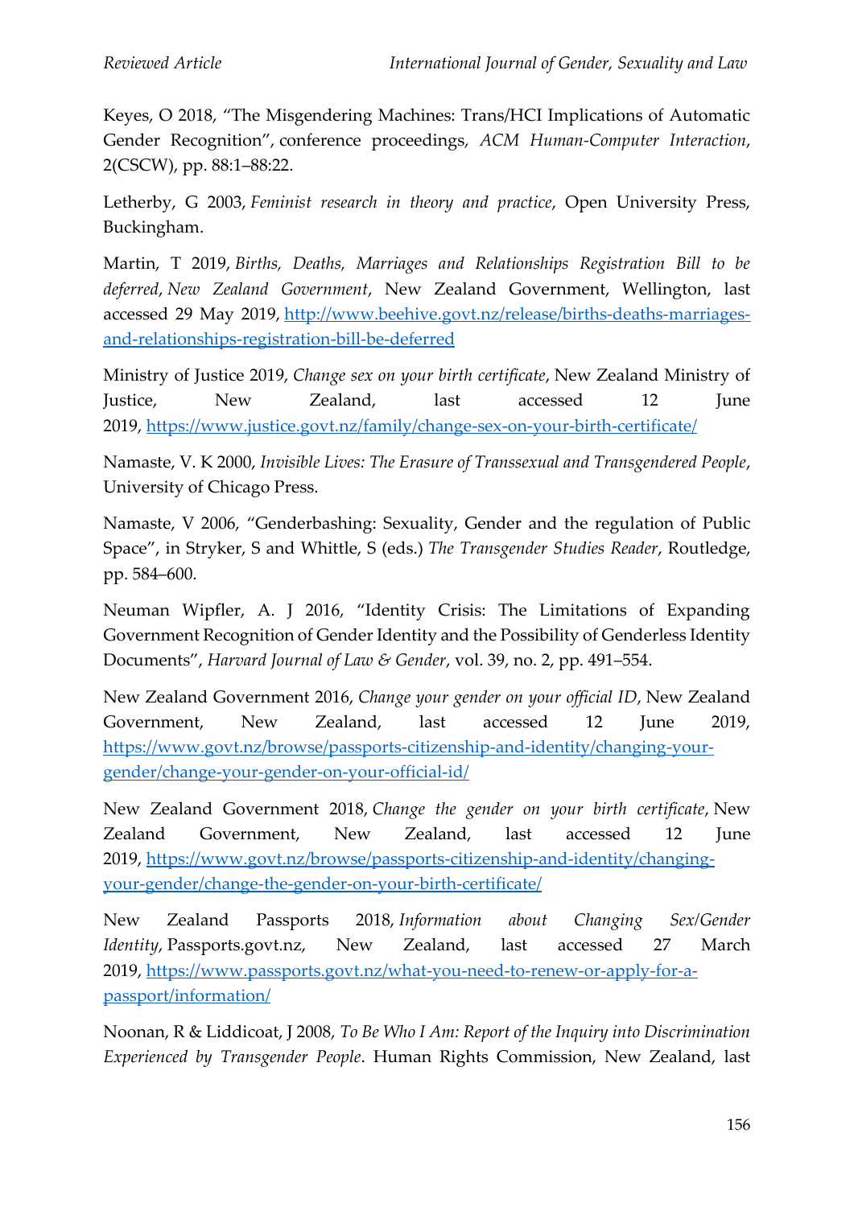Keyes, O 2018, "The Misgendering Machines: Trans/HCI Implications of Automatic Gender Recognition", conference proceedings, *ACM Human-Computer Interaction*, 2(CSCW), pp. 88:1–88:22.

Letherby, G 2003, *Feminist research in theory and practice*, Open University Press, Buckingham.

Martin, T 2019, *Births, Deaths, Marriages and Relationships Registration Bill to be deferred*, *New Zealand Government*, New Zealand Government, Wellington, last accessed 29 May 2019, http://www.beehive.govt.nz/release/births-deaths-marriages-and-relationships-registration-bill-be-deferred

Ministry of Justice 2019, *Change sex on your birth certificate*, New Zealand Ministry of Justice, New Zealand, last accessed 12 June 2019, https://www.justice.govt.nz/family/change-sex-on-your-birth-certificate/

Namaste, V. K 2000, *Invisible Lives: The Erasure of Transsexual and Transgendered People*, University of Chicago Press.

Namaste, V 2006, "Genderbashing: Sexuality, Gender and the regulation of Public Space", in Stryker, S and Whittle, S (eds.) *The Transgender Studies Reader*, Routledge, pp. 584–600.

Neuman Wipfler, A. J 2016, "Identity Crisis: The Limitations of Expanding Government Recognition of Gender Identity and the Possibility of Genderless Identity Documents", *Harvard Journal of Law & Gender*, vol. 39, no. 2, pp. 491–554.

New Zealand Government 2016, *Change your gender on your official ID*, New Zealand Government, New Zealand, last accessed 12 June 2019, https://www.govt.nz/browse/passports-citizenship-and-identity/changing-your-gender/change-your-gender-on-your-official-id/

New Zealand Government 2018, *Change the gender on your birth certificate*, New Zealand Government, New Zealand, last accessed 12 June 2019, https://www.govt.nz/browse/passports-citizenship-and-identity/changing-your-gender/change-the-gender-on-your-birth-certificate/

New Zealand Passports 2018, *Information about Changing Sex/Gender Identity*, Passports.govt.nz, New Zealand, last accessed 27 March 2019, https://www.passports.govt.nz/what-you-need-to-renew-or-apply-for-a-passport/information/

Noonan, R & Liddicoat, J 2008, *To Be Who I Am: Report of the Inquiry into Discrimination Experienced by Transgender People*. Human Rights Commission, New Zealand, last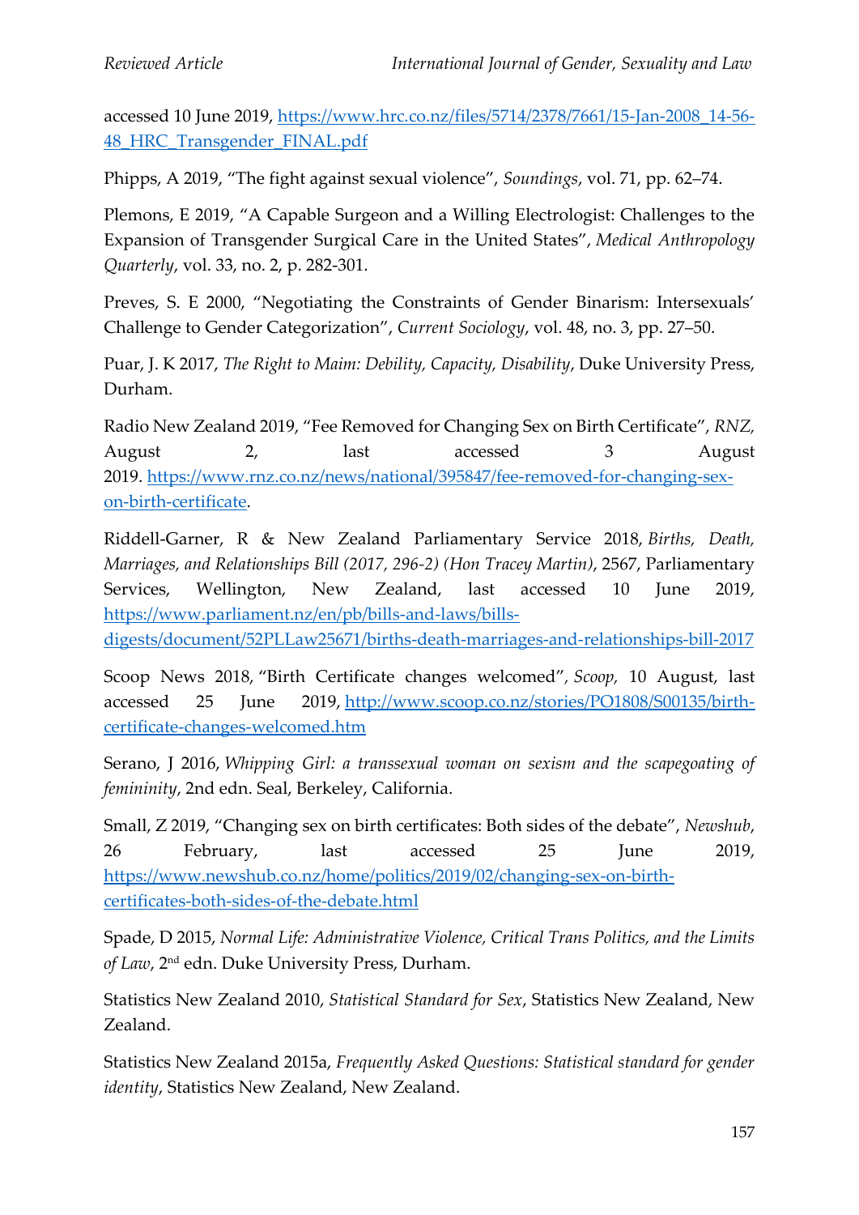accessed 10 June 2019, https://www.hrc.co.nz/files/5714/2378/7661/15-Jan-2008_14-56-48_HRC_Transgender_FINAL.pdf

Phipps, A 2019, "The fight against sexual violence", *Soundings*, vol. 71, pp. 62–74.

Plemons, E 2019, "A Capable Surgeon and a Willing Electrologist: Challenges to the Expansion of Transgender Surgical Care in the United States", *Medical Anthropology Quarterly*, vol. 33, no. 2, p. 282-301.

Preves, S. E 2000, "Negotiating the Constraints of Gender Binarism: Intersexuals' Challenge to Gender Categorization", *Current Sociology*, vol. 48, no. 3, pp. 27–50.

Puar, J. K 2017, *The Right to Maim: Debility, Capacity, Disability*, Duke University Press, Durham.

Radio New Zealand 2019, "Fee Removed for Changing Sex on Birth Certificate", *RNZ*, August 2, last accessed 3 August 2019. https://www.rnz.co.nz/news/national/395847/fee-removed-for-changing-sex-on-birth-certificate.

Riddell-Garner, R & New Zealand Parliamentary Service 2018, *Births, Death, Marriages, and Relationships Bill (2017, 296-2) (Hon Tracey Martin)*, 2567, Parliamentary Services, Wellington, New Zealand, last accessed 10 June 2019, https://www.parliament.nz/en/pb/bills-and-laws/bills-digests/document/52PLLaw25671/births-death-marriages-and-relationships-bill-2017

Scoop News 2018, "Birth Certificate changes welcomed", *Scoop,* 10 August, last accessed 25 June 2019, http://www.scoop.co.nz/stories/PO1808/S00135/birth-certificate-changes-welcomed.htm

Serano, J 2016, *Whipping Girl: a transsexual woman on sexism and the scapegoating of femininity*, 2nd edn. Seal, Berkeley, California.

Small, Z 2019, "Changing sex on birth certificates: Both sides of the debate", *Newshub*, 26 February, last accessed 25 June 2019, https://www.newshub.co.nz/home/politics/2019/02/changing-sex-on-birth-certificates-both-sides-of-the-debate.html

Spade, D 2015, *Normal Life: Administrative Violence, Critical Trans Politics, and the Limits of Law*, 2nd edn. Duke University Press, Durham.

Statistics New Zealand 2010, *Statistical Standard for Sex*, Statistics New Zealand, New Zealand.

Statistics New Zealand 2015a, *Frequently Asked Questions: Statistical standard for gender identity*, Statistics New Zealand, New Zealand.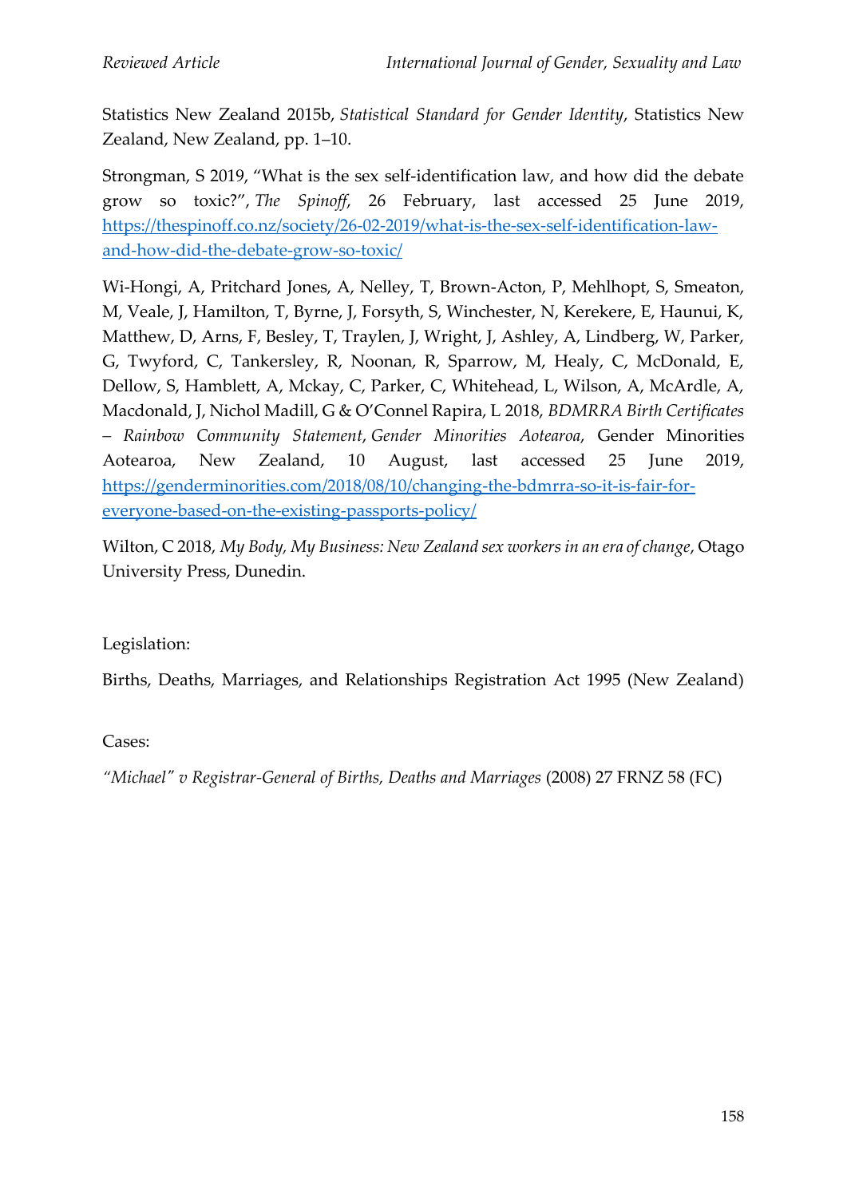Statistics New Zealand 2015b, *Statistical Standard for Gender Identity*, Statistics New Zealand, New Zealand, pp. 1–10.

Strongman, S 2019, "What is the sex self-identification law, and how did the debate grow so toxic?", *The Spinoff*, 26 February, last accessed 25 June 2019, https://thespinoff.co.nz/society/26-02-2019/what-is-the-sex-self-identification-law-and-how-did-the-debate-grow-so-toxic/

Wi-Hongi, A, Pritchard Jones, A, Nelley, T, Brown-Acton, P, Mehlhopt, S, Smeaton, M, Veale, J, Hamilton, T, Byrne, J, Forsyth, S, Winchester, N, Kerekere, E, Haunui, K, Matthew, D, Arns, F, Besley, T, Traylen, J, Wright, J, Ashley, A, Lindberg, W, Parker, G, Twyford, C, Tankersley, R, Noonan, R, Sparrow, M, Healy, C, McDonald, E, Dellow, S, Hamblett, A, Mckay, C, Parker, C, Whitehead, L, Wilson, A, McArdle, A, Macdonald, J, Nichol Madill, G & O'Connel Rapira, L 2018, *BDMRRA Birth Certificates – Rainbow Community Statement*, *Gender Minorities Aotearoa*, Gender Minorities Aotearoa, New Zealand, 10 August, last accessed 25 June 2019, https://genderminorities.com/2018/08/10/changing-the-bdmrra-so-it-is-fair-for-everyone-based-on-the-existing-passports-policy/

Wilton, C 2018, *My Body, My Business: New Zealand sex workers in an era of change*, Otago University Press, Dunedin.

Legislation:

Births, Deaths, Marriages, and Relationships Registration Act 1995 (New Zealand)

Cases:

*"Michael" v Registrar-General of Births, Deaths and Marriages* (2008) 27 FRNZ 58 (FC)